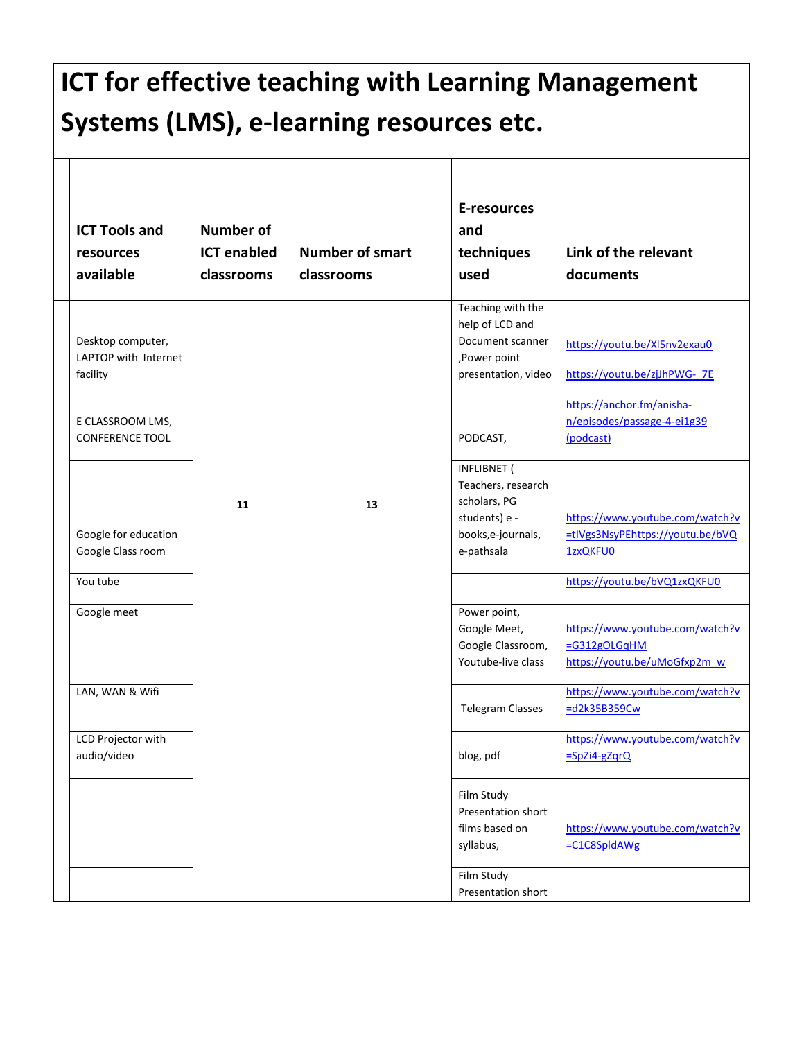# ICT for effective teaching with Learning Management Systems (LMS), e-learning resources etc.

| ICT Tools and resources available | Number of ICT enabled classrooms | Number of smart classrooms | E-resources and techniques used | Link of the relevant documents |
|---|---|---|---|---|
| Desktop computer, LAPTOP with Internet facility | 11 | 13 | Teaching with the help of LCD and Document scanner ,Power point presentation, video | https://youtu.be/Xl5nv2exau0 https://youtu.be/zjJhPWG-_7E |
| E CLASSROOM LMS, CONFERENCE TOOL | | | PODCAST, | https://anchor.fm/anisha-n/episodes/passage-4-ei1g39 (podcast) |
| Google for education Google Class room | | | INFLIBNET ( Teachers, research scholars, PG students) e - books,e-journals, e-pathsala | https://www.youtube.com/watch?v=tIVgs3NsyPEhttps://youtu.be/bVQ1zxQKFU0 |
| You tube | | | | https://youtu.be/bVQ1zxQKFU0 |
| Google meet | | | Power point, Google Meet, Google Classroom, Youtube-live class | https://www.youtube.com/watch?v=G312gOLGqHM https://youtu.be/uMoGfxp2m_w |
| LAN, WAN & Wifi | | | Telegram Classes | https://www.youtube.com/watch?v=d2k35B359Cw |
| LCD Projector with audio/video | | | blog, pdf | https://www.youtube.com/watch?v=SpZi4-gZqrQ |
| | | | Film Study Presentation short films based on syllabus, | https://www.youtube.com/watch?v=C1C8SpldAWg |
| | | | Film Study Presentation short | |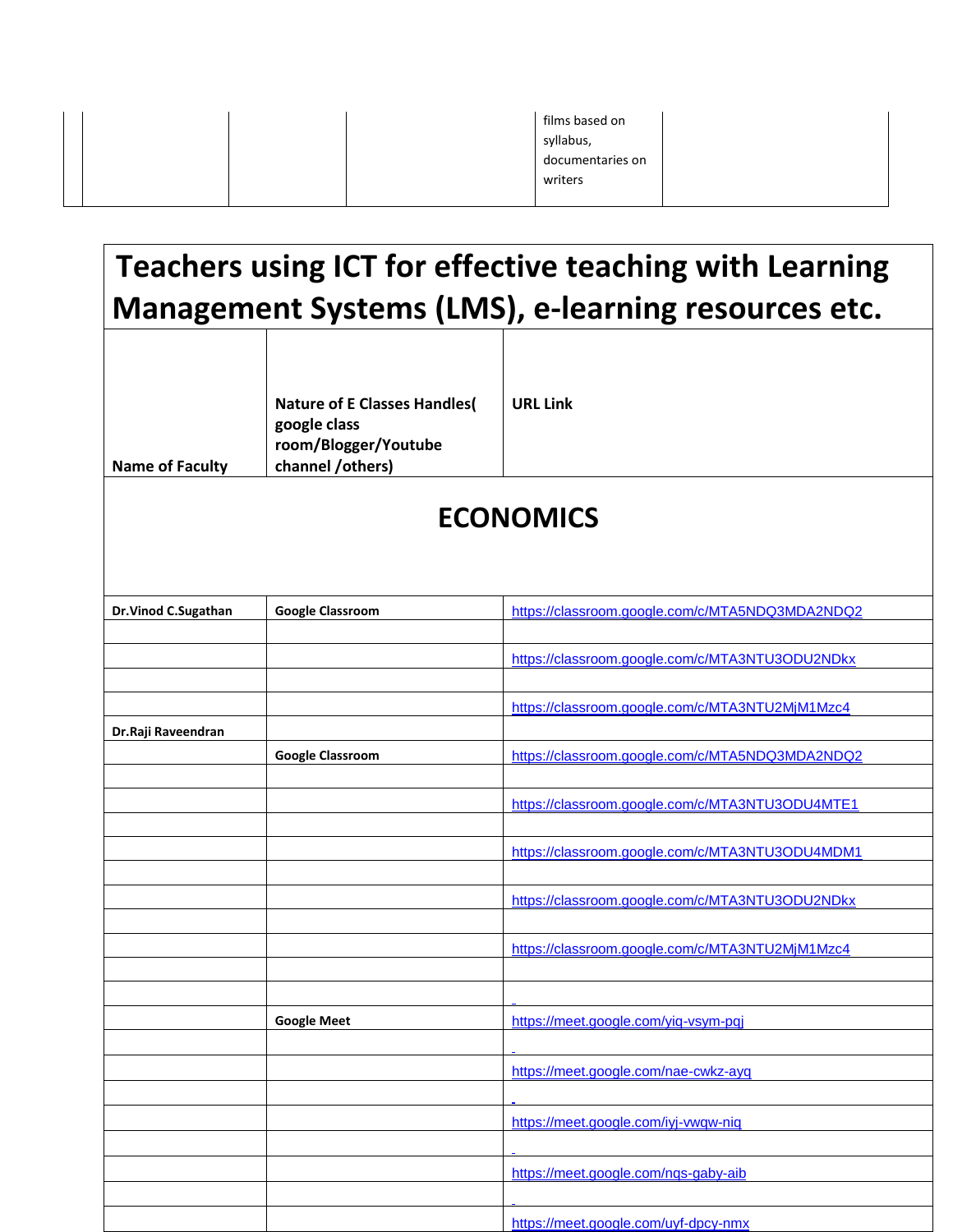| | | | | | |
|---|---|---|---|---|---|
| | | | | films based on syllabus, documentaries on writers | |

# Teachers using ICT for effective teaching with Learning Management Systems (LMS), e-learning resources etc.

| Name of Faculty | Nature of E Classes Handles( google class room/Blogger/Youtube channel /others) | URL Link |
|---|---|---|
| **ECONOMICS** | | |
| Dr.Vinod C.Sugathan | Google Classroom | https://classroom.google.com/c/MTA5NDQ3MDA2NDQ2 |
| | | |
| | | https://classroom.google.com/c/MTA3NTU3ODU2NDkx |
| | | |
| | | https://classroom.google.com/c/MTA3NTU2MjM1Mzc4 |
| Dr.Raji Raveendran | | |
| | Google Classroom | https://classroom.google.com/c/MTA5NDQ3MDA2NDQ2 |
| | | |
| | | https://classroom.google.com/c/MTA3NTU3ODU4MTE1 |
| | | |
| | | https://classroom.google.com/c/MTA3NTU3ODU4MDM1 |
| | | |
| | | https://classroom.google.com/c/MTA3NTU3ODU2NDkx |
| | | |
| | | https://classroom.google.com/c/MTA3NTU2MjM1Mzc4 |
| | | |
| | | |
| | Google Meet | https://meet.google.com/yiq-vsym-pqj |
| | | |
| | | https://meet.google.com/nae-cwkz-ayq |
| | | |
| | | https://meet.google.com/iyj-vwqw-niq |
| | | |
| | | https://meet.google.com/nqs-gaby-aib |
| | | |
| | | https://meet.google.com/uyf-dpcy-nmx |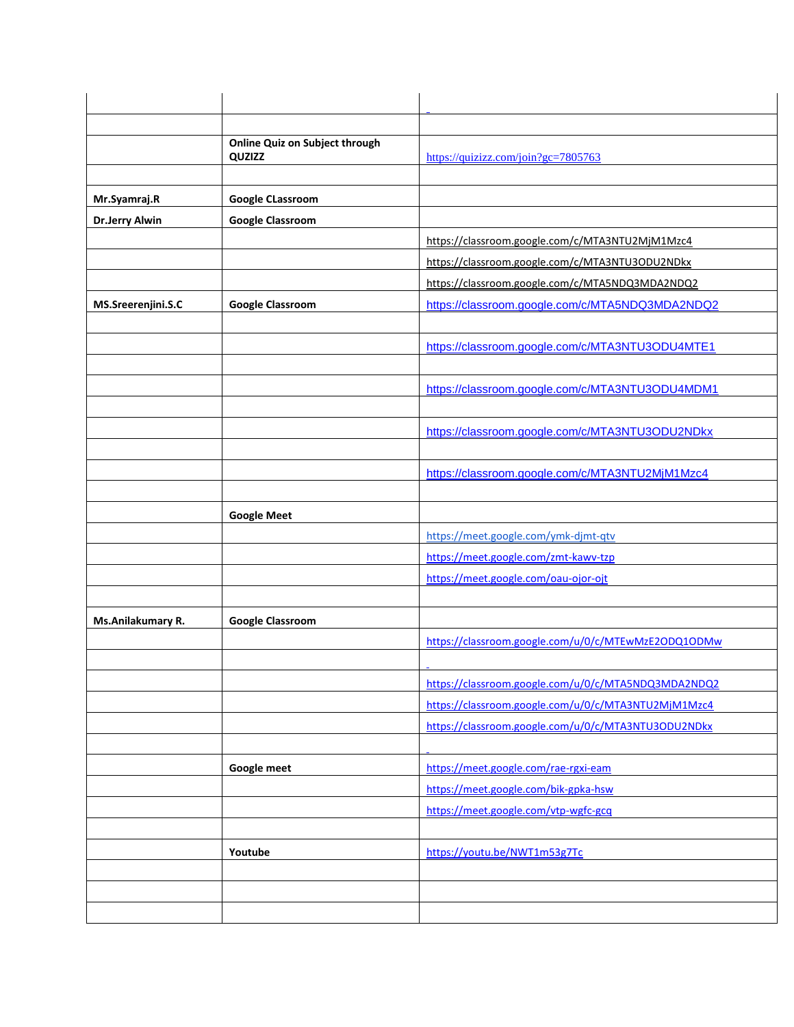| | | |
|---|---|---|
| | | _ |
| | | |
| | Online Quiz on Subject through QUZIZZ | https://quizizz.com/join?gc=7805763 |
| | | |
| **Mr.Syamraj.R** | **Google CLassroom** | |
| **Dr.Jerry Alwin** | **Google Classroom** | |
| | | https://classroom.google.com/c/MTA3NTU2MjM1Mzc4 |
| | | https://classroom.google.com/c/MTA3NTU3ODU2NDkx |
| | | https://classroom.google.com/c/MTA5NDQ3MDA2NDQ2 |
| **MS.Sreerenjini.S.C** | **Google Classroom** | https://classroom.google.com/c/MTA5NDQ3MDA2NDQ2 |
| | | |
| | | https://classroom.google.com/c/MTA3NTU3ODU4MTE1 |
| | | |
| | | https://classroom.google.com/c/MTA3NTU3ODU4MDM1 |
| | | |
| | | https://classroom.google.com/c/MTA3NTU3ODU2NDkx |
| | | |
| | | https://classroom.google.com/c/MTA3NTU2MjM1Mzc4 |
| | | |
| | **Google Meet** | |
| | | https://meet.google.com/ymk-djmt-qtv |
| | | https://meet.google.com/zmt-kawv-tzp |
| | | https://meet.google.com/oau-ojor-ojt |
| | | |
| **Ms.Anilakumary R.** | **Google Classroom** | |
| | | https://classroom.google.com/u/0/c/MTEwMzE2ODQ1ODMw |
| | | _ |
| | | https://classroom.google.com/u/0/c/MTA5NDQ3MDA2NDQ2 |
| | | https://classroom.google.com/u/0/c/MTA3NTU2MjM1Mzc4 |
| | | https://classroom.google.com/u/0/c/MTA3NTU3ODU2NDkx |
| | | _ |
| | **Google meet** | https://meet.google.com/rae-rgxi-eam |
| | | https://meet.google.com/bik-gpka-hsw |
| | | https://meet.google.com/vtp-wgfc-gcq |
| | | |
| | **Youtube** | https://youtu.be/NWT1m53g7Tc |
| | | |
| | | |
| | | |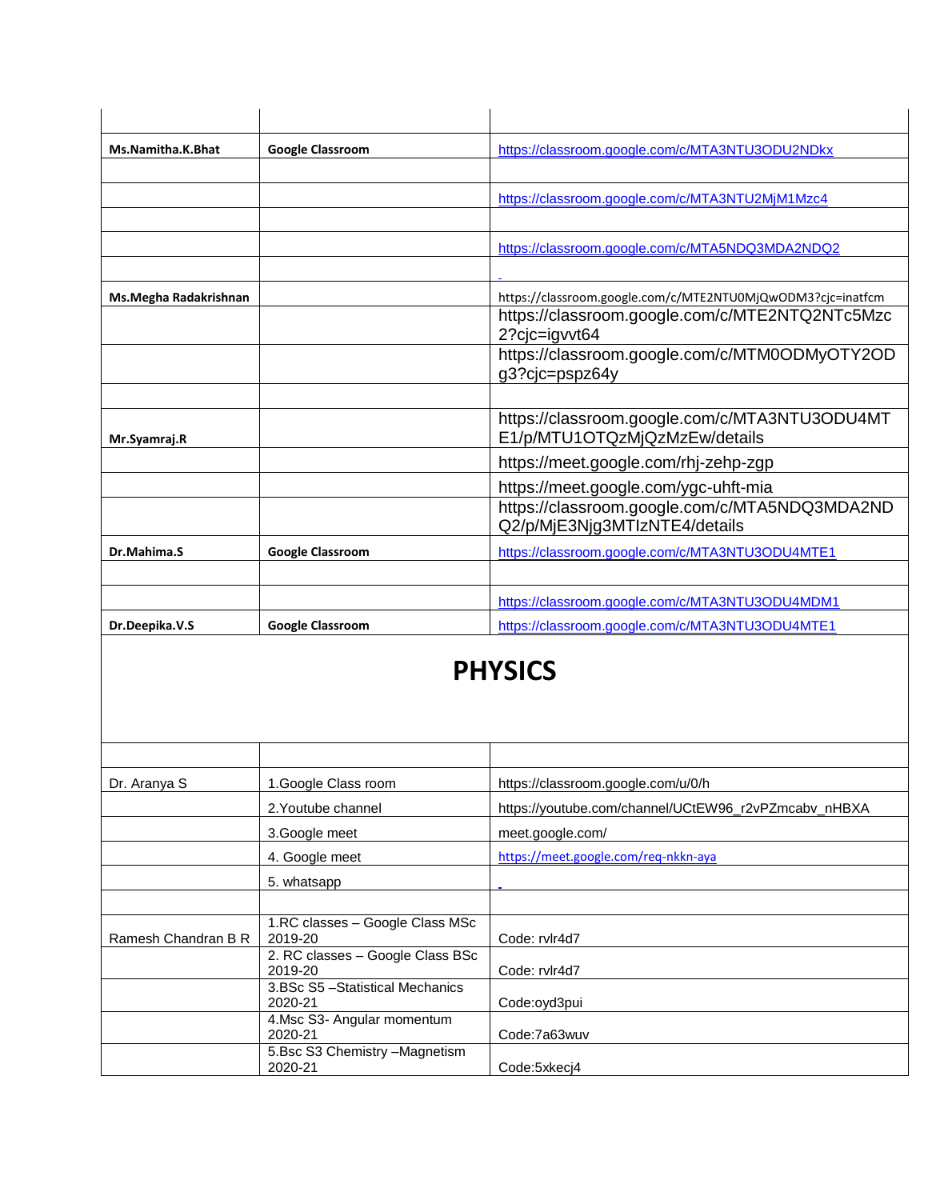| | | |
|---|---|---|
| | | |
| **Ms.Namitha.K.Bhat** | **Google Classroom** | https://classroom.google.com/c/MTA3NTU3ODU2NDkx |
| | | |
| | | https://classroom.google.com/c/MTA3NTU2MjM1Mzc4 |
| | | |
| | | https://classroom.google.com/c/MTA5NDQ3MDA2NDQ2 |
| | | |
| **Ms.Megha Radakrishnan** | | https://classroom.google.com/c/MTE2NTU0MjQwODM3?cjc=inatfcm |
| | | https://classroom.google.com/c/MTE2NTQ2NTc5Mzc2?cjc=igvvt64 |
| | | https://classroom.google.com/c/MTM0ODMyOTY2ODg3?cjc=pspz64y |
| | | |
| **Mr.Syamraj.R** | | https://classroom.google.com/c/MTA3NTU3ODU4MTE1/p/MTU1OTQzMjQzMzEw/details |
| | | https://meet.google.com/rhj-zehp-zgp |
| | | https://meet.google.com/ygc-uhft-mia |
| | | https://classroom.google.com/c/MTA5NDQ3MDA2NDQ2/p/MjE3Njg3MTIzNTE4/details |
| **Dr.Mahima.S** | **Google Classroom** | https://classroom.google.com/c/MTA3NTU3ODU4MTE1 |
| | | |
| | | https://classroom.google.com/c/MTA3NTU3ODU4MDM1 |
| **Dr.Deepika.V.S** | **Google Classroom** | https://classroom.google.com/c/MTA3NTU3ODU4MTE1 |

# PHYSICS

| | | |
|---|---|---|
| | | |
| Dr. Aranya S | 1.Google Class room | https://classroom.google.com/u/0/h |
| | 2.Youtube channel | https://youtube.com/channel/UCtEW96_r2vPZmcabv_nHBXA |
| | 3.Google meet | meet.google.com/ |
| | 4. Google meet | https://meet.google.com/req-nkkn-aya |
| | 5. whatsapp | |
| | | |
| Ramesh Chandran B R | 1.RC classes – Google Class MSc 2019-20 | Code: rvlr4d7 |
| | 2. RC classes – Google Class BSc 2019-20 | Code: rvlr4d7 |
| | 3.BSc S5 –Statistical Mechanics 2020-21 | Code:oyd3pui |
| | 4.Msc S3- Angular momentum 2020-21 | Code:7a63wuv |
| | 5.Bsc S3 Chemistry –Magnetism 2020-21 | Code:5xkecj4 |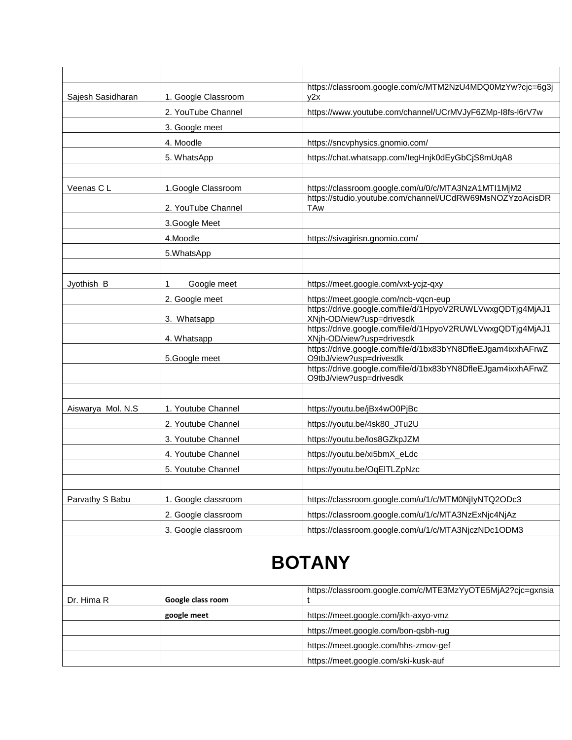| | | |
|---|---|---|
| | | |
| Sajesh Sasidharan | 1. Google Classroom | https://classroom.google.com/c/MTM2NzU4MDQ0MzYw?cjc=6g3jy2x |
| | 2. YouTube Channel | https://www.youtube.com/channel/UCrMVJyF6ZMp-I8fs-l6rV7w |
| | 3. Google meet | |
| | 4. Moodle | https://sncvphysics.gnomio.com/ |
| | 5. WhatsApp | https://chat.whatsapp.com/IegHnjk0dEyGbCjS8mUqA8 |
| | | |
| Veenas C L | 1.Google Classroom | https://classroom.google.com/u/0/c/MTA3NzA1MTI1MjM2 |
| | 2. YouTube Channel | https://studio.youtube.com/channel/UCdRW69MsNOZYzoAcisDRTAw |
| | 3.Google Meet | |
| | 4.Moodle | https://sivagirisn.gnomio.com/ |
| | 5.WhatsApp | |
| | | |
| Jyothish B | 1 Google meet | https://meet.google.com/vxt-ycjz-qxy |
| | 2. Google meet | https://meet.google.com/ncb-vqcn-eup |
| | 3. Whatsapp | https://drive.google.com/file/d/1HpyoV2RUWLVwxgQDTjg4MjAJ1XNjh-OD/view?usp=drivesdk |
| | 4. Whatsapp | https://drive.google.com/file/d/1HpyoV2RUWLVwxgQDTjg4MjAJ1XNjh-OD/view?usp=drivesdk |
| | 5.Google meet | https://drive.google.com/file/d/1bx83bYN8DfleEJgam4ixxhAFrwZO9tbJ/view?usp=drivesdk |
| | | https://drive.google.com/file/d/1bx83bYN8DfleEJgam4ixxhAFrwZO9tbJ/view?usp=drivesdk |
| | | |
| Aiswarya Mol. N.S | 1. Youtube Channel | https://youtu.be/jBx4wO0PjBc |
| | 2. Youtube Channel | https://youtu.be/4sk80_JTu2U |
| | 3. Youtube Channel | https://youtu.be/los8GZkpJZM |
| | 4. Youtube Channel | https://youtu.be/xi5bmX_eLdc |
| | 5. Youtube Channel | https://youtu.be/OqElTLZpNzc |
| | | |
| Parvathy S Babu | 1. Google classroom | https://classroom.google.com/u/1/c/MTM0NjIyNTQ2ODc3 |
| | 2. Google classroom | https://classroom.google.com/u/1/c/MTA3NzExNjc4NjAz |
| | 3. Google classroom | https://classroom.google.com/u/1/c/MTA3NjczNDc1ODM3 |

# BOTANY

| | | |
|---|---|---|
| Dr. Hima R | **Google class room** | https://classroom.google.com/c/MTE3MzYyOTE5MjA2?cjc=gxnsiat |
| | **google meet** | https://meet.google.com/jkh-axyo-vmz |
| | | https://meet.google.com/bon-qsbh-rug |
| | | https://meet.google.com/hhs-zmov-gef |
| | | https://meet.google.com/ski-kusk-auf |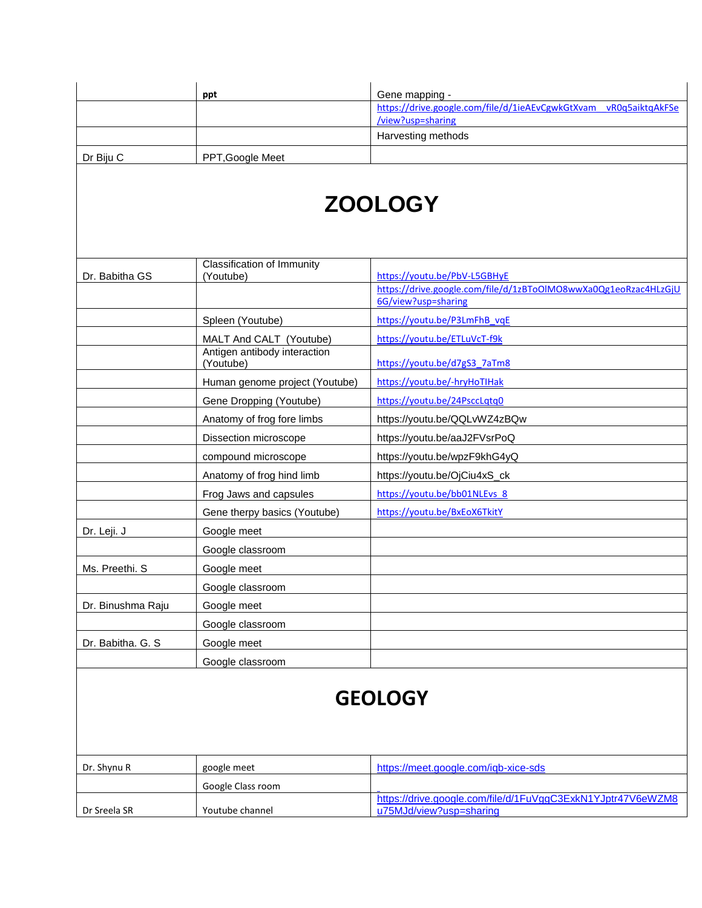| | | |
|---|---|---|
| | ppt | Gene mapping - |
| | | https://drive.google.com/file/d/1ieAEvCgwkGtXvam vR0q5aiktqAkFSe/view?usp=sharing |
| | | Harvesting methods |
| Dr Biju C | PPT,Google Meet | |

# ZOOLOGY

| | | |
|---|---|---|
| Dr. Babitha GS | Classification of Immunity (Youtube) | https://youtu.be/PbV-L5GBHyE |
| | | https://drive.google.com/file/d/1zBToOlMO8wwXa0Qg1eoRzac4HLzGjU6G/view?usp=sharing |
| | Spleen (Youtube) | https://youtu.be/P3LmFhB_vqE |
| | MALT And CALT (Youtube) | https://youtu.be/ETLuVcT-f9k |
| | Antigen antibody interaction (Youtube) | https://youtu.be/d7gS3_7aTm8 |
| | Human genome project (Youtube) | https://youtu.be/-hryHoTIHak |
| | Gene Dropping (Youtube) | https://youtu.be/24PsccLqtq0 |
| | Anatomy of frog fore limbs | https://youtu.be/QQLvWZ4zBQw |
| | Dissection microscope | https://youtu.be/aaJ2FVsrPoQ |
| | compound microscope | https://youtu.be/wpzF9khG4yQ |
| | Anatomy of frog hind limb | https://youtu.be/OjCiu4xS_ck |
| | Frog Jaws and capsules | https://youtu.be/bb01NLEvs_8 |
| | Gene therpy basics (Youtube) | https://youtu.be/BxEoX6TkitY |
| Dr. Leji. J | Google meet | |
| | Google classroom | |
| Ms. Preethi. S | Google meet | |
| | Google classroom | |
| Dr. Binushma Raju | Google meet | |
| | Google classroom | |
| Dr. Babitha. G. S | Google meet | |
| | Google classroom | |

# GEOLOGY

| | | |
|---|---|---|
| Dr. Shynu R | google meet | https://meet.google.com/iqb-xice-sds |
| | Google Class room | |
| Dr Sreela SR | Youtube channel | https://drive.google.com/file/d/1FuVggC3ExkN1YJptr47V6eWZM8u75MJd/view?usp=sharing |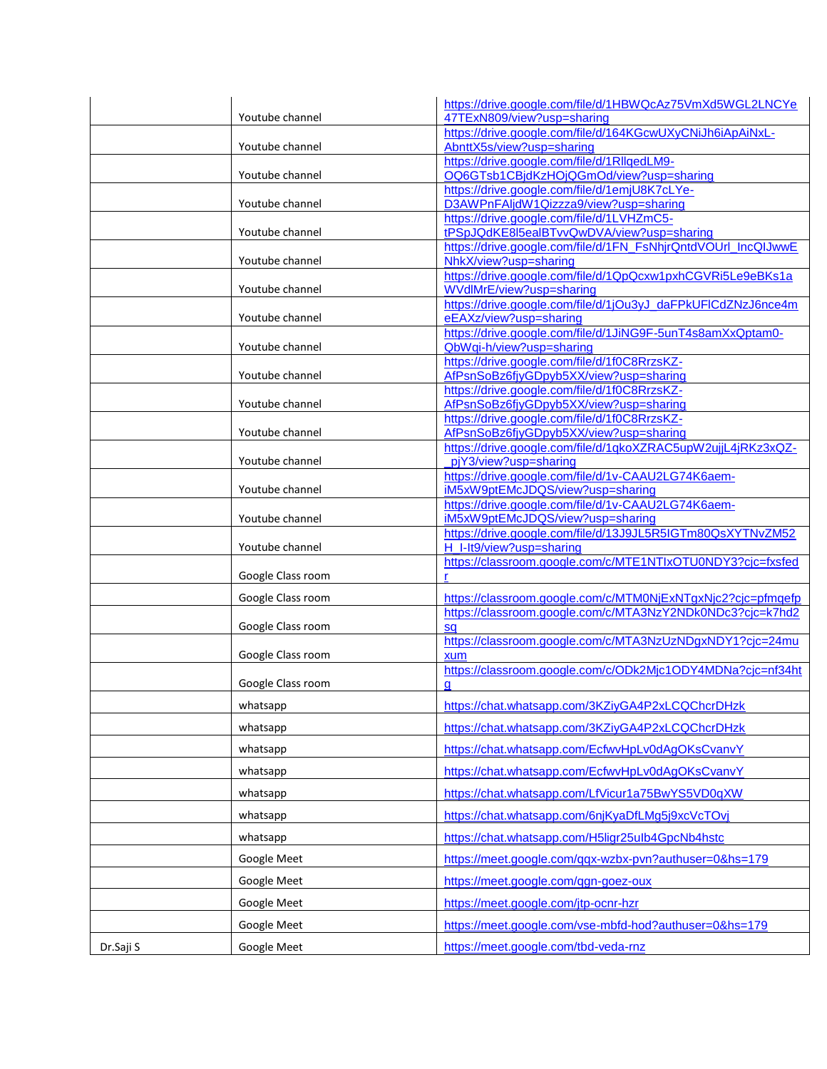| | | |
|---|---|---|
| | Youtube channel | https://drive.google.com/file/d/1HBWQcAz75VmXd5WGL2LNCYe47TExN809/view?usp=sharing |
| | Youtube channel | https://drive.google.com/file/d/164KGcwUXyCNiJh6iApAiNxL-AbnttX5s/view?usp=sharing |
| | Youtube channel | https://drive.google.com/file/d/1RllqedLM9-OQ6GTsb1CBjdKzHOjQGmOd/view?usp=sharing |
| | Youtube channel | https://drive.google.com/file/d/1emjU8K7cLYe-D3AWPnFAljdW1Qizzza9/view?usp=sharing |
| | Youtube channel | https://drive.google.com/file/d/1LVHZmC5-tPSpJQdKE8l5ealBTvvQwDVA/view?usp=sharing |
| | Youtube channel | https://drive.google.com/file/d/1FN_FsNhjrQntdVOUrl_IncQIJwwENhkX/view?usp=sharing |
| | Youtube channel | https://drive.google.com/file/d/1QpQcxw1pxhCGVRi5Le9eBKs1aWVdlMrE/view?usp=sharing |
| | Youtube channel | https://drive.google.com/file/d/1jOu3yJ_daFPkUFlCdZNzJ6nce4meEAXz/view?usp=sharing |
| | Youtube channel | https://drive.google.com/file/d/1JiNG9F-5unT4s8amXxQptam0-QbWqi-h/view?usp=sharing |
| | Youtube channel | https://drive.google.com/file/d/1f0C8RrzsKZ-AfPsnSoBz6fjyGDpyb5XX/view?usp=sharing |
| | Youtube channel | https://drive.google.com/file/d/1f0C8RrzsKZ-AfPsnSoBz6fjyGDpyb5XX/view?usp=sharing |
| | Youtube channel | https://drive.google.com/file/d/1f0C8RrzsKZ-AfPsnSoBz6fjyGDpyb5XX/view?usp=sharing |
| | Youtube channel | https://drive.google.com/file/d/1qkoXZRAC5upW2ujjL4jRKz3xQZ-_pjY3/view?usp=sharing |
| | Youtube channel | https://drive.google.com/file/d/1v-CAAU2LG74K6aem-iM5xW9ptEMcJDQS/view?usp=sharing |
| | Youtube channel | https://drive.google.com/file/d/1v-CAAU2LG74K6aem-iM5xW9ptEMcJDQS/view?usp=sharing |
| | Youtube channel | https://drive.google.com/file/d/13J9JL5R5IGTm80QsXYTNvZM52H_l-It9/view?usp=sharing |
| | Google Class room | https://classroom.google.com/c/MTE1NTIxOTU0NDY3?cjc=fxsfedr |
| | Google Class room | https://classroom.google.com/c/MTM0NjExNTgxNjc2?cjc=pfmqefp |
| | Google Class room | https://classroom.google.com/c/MTA3NzY2NDk0NDc3?cjc=k7hd2sq |
| | Google Class room | https://classroom.google.com/c/MTA3NzUzNDgxNDY1?cjc=24muxum |
| | Google Class room | https://classroom.google.com/c/ODk2Mjc1ODY4MDNa?cjc=nf34htg |
| | whatsapp | https://chat.whatsapp.com/3KZiyGA4P2xLCQChcrDHzk |
| | whatsapp | https://chat.whatsapp.com/3KZiyGA4P2xLCQChcrDHzk |
| | whatsapp | https://chat.whatsapp.com/EcfwvHpLv0dAgOKsCvanvY |
| | whatsapp | https://chat.whatsapp.com/EcfwvHpLv0dAgOKsCvanvY |
| | whatsapp | https://chat.whatsapp.com/LfVicur1a75BwYS5VD0qXW |
| | whatsapp | https://chat.whatsapp.com/6njKyaDfLMg5j9xcVcTOvj |
| | whatsapp | https://chat.whatsapp.com/H5ligr25ulb4GpcNb4hstc |
| | Google Meet | https://meet.google.com/qqx-wzbx-pvn?authuser=0&hs=179 |
| | Google Meet | https://meet.google.com/qgn-goez-oux |
| | Google Meet | https://meet.google.com/jtp-ocnr-hzr |
| | Google Meet | https://meet.google.com/vse-mbfd-hod?authuser=0&hs=179 |
| Dr.Saji S | Google Meet | https://meet.google.com/tbd-veda-rnz |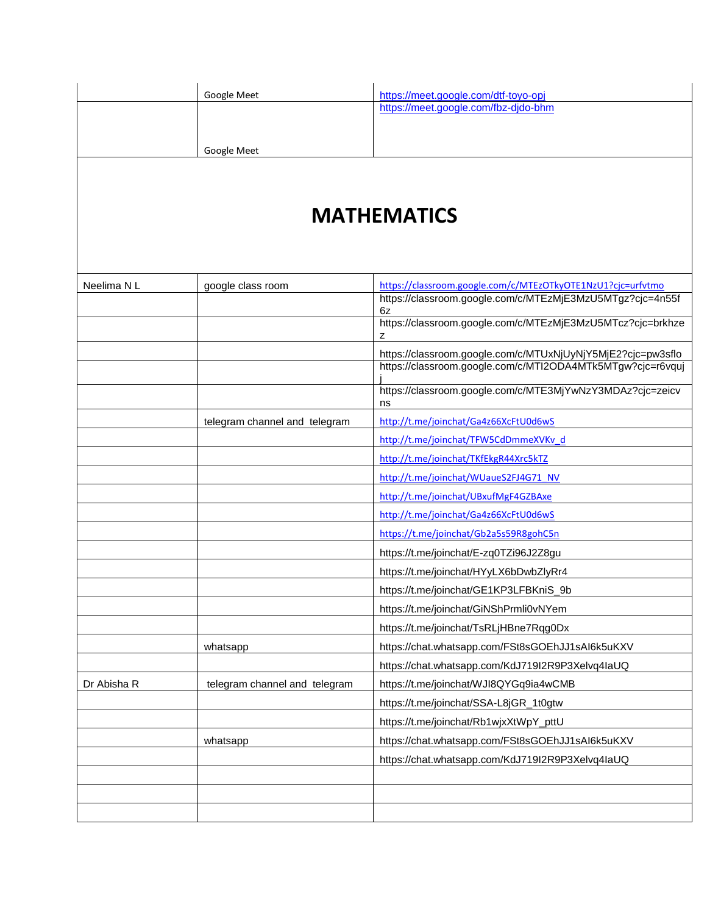| | | |
|---|---|---|
| | Google Meet | https://meet.google.com/dtf-toyo-opj |
| | Google Meet | https://meet.google.com/fbz-djdo-bhm |

# MATHEMATICS

| | | |
|---|---|---|
| Neelima N L | google class room | https://classroom.google.com/c/MTEzOTkyOTE1NzU1?cjc=urfvtmo |
| | | https://classroom.google.com/c/MTEzMjE3MzU5MTgz?cjc=4n55f6z |
| | | https://classroom.google.com/c/MTEzMjE3MzU5MTcz?cjc=brkhzez |
| | | https://classroom.google.com/c/MTUxNjUyNjY5MjE2?cjc=pw3sflo |
| | | https://classroom.google.com/c/MTI2ODA4MTk5MTgw?cjc=r6vqujj |
| | | https://classroom.google.com/c/MTE3MjYwNzY3MDAz?cjc=zeicvns |
| | telegram channel and telegram | http://t.me/joinchat/Ga4z66XcFtU0d6wS |
| | | http://t.me/joinchat/TFW5CdDmmeXVKv_d |
| | | http://t.me/joinchat/TKfEkgR44Xrc5kTZ |
| | | http://t.me/joinchat/WUaueS2FJ4G71_NV |
| | | http://t.me/joinchat/UBxufMgF4GZBAxe |
| | | http://t.me/joinchat/Ga4z66XcFtU0d6wS |
| | | https://t.me/joinchat/Gb2a5s59R8gohC5n |
| | | https://t.me/joinchat/E-zq0TZi96J2Z8gu |
| | | https://t.me/joinchat/HYyLX6bDwbZlyRr4 |
| | | https://t.me/joinchat/GE1KP3LFBKniS_9b |
| | | https://t.me/joinchat/GiNShPrmli0vNYem |
| | | https://t.me/joinchat/TsRLjHBne7Rqg0Dx |
| | whatsapp | https://chat.whatsapp.com/FSt8sGOEhJJ1sAI6k5uKXV |
| | | https://chat.whatsapp.com/KdJ719I2R9P3Xelvq4IaUQ |
| Dr Abisha R | telegram channel and telegram | https://t.me/joinchat/WJI8QYGq9ia4wCMB |
| | | https://t.me/joinchat/SSA-L8jGR_1t0gtw |
| | | https://t.me/joinchat/Rb1wjxXtWpY_pttU |
| | whatsapp | https://chat.whatsapp.com/FSt8sGOEhJJ1sAI6k5uKXV |
| | | https://chat.whatsapp.com/KdJ719I2R9P3Xelvq4IaUQ |
| | | |
| | | |
| | | |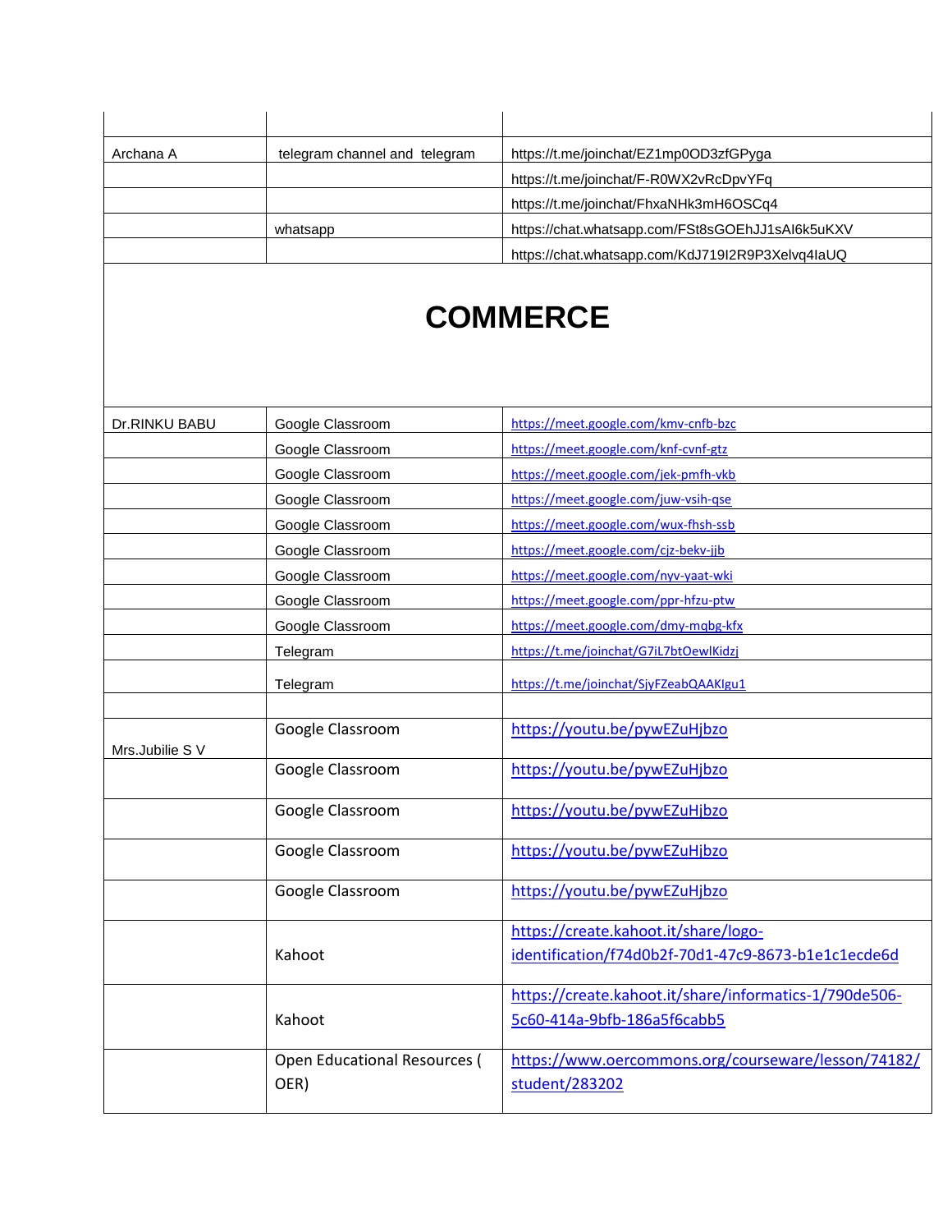| | | |
|---|---|---|
| | | |
| Archana A | telegram channel and telegram | https://t.me/joinchat/EZ1mp0OD3zfGPyga |
| | | https://t.me/joinchat/F-R0WX2vRcDpvYFq |
| | | https://t.me/joinchat/FhxaNHk3mH6OSCq4 |
| | whatsapp | https://chat.whatsapp.com/FSt8sGOEhJJ1sAI6k5uKXV |
| | | https://chat.whatsapp.com/KdJ719I2R9P3Xelvq4IaUQ |

# COMMERCE

| | | |
|---|---|---|
| Dr.RINKU BABU | Google Classroom | https://meet.google.com/kmv-cnfb-bzc |
| | Google Classroom | https://meet.google.com/knf-cvnf-gtz |
| | Google Classroom | https://meet.google.com/jek-pmfh-vkb |
| | Google Classroom | https://meet.google.com/juw-vsih-qse |
| | Google Classroom | https://meet.google.com/wux-fhsh-ssb |
| | Google Classroom | https://meet.google.com/cjz-bekv-jjb |
| | Google Classroom | https://meet.google.com/nyv-yaat-wki |
| | Google Classroom | https://meet.google.com/ppr-hfzu-ptw |
| | Google Classroom | https://meet.google.com/dmy-mqbg-kfx |
| | Telegram | https://t.me/joinchat/G7iL7btOewlKidzj |
| | Telegram | https://t.me/joinchat/SjyFZeabQAAKIgu1 |
| | | |
| Mrs.Jubilie S V | Google Classroom | https://youtu.be/pywEZuHjbzo |
| | Google Classroom | https://youtu.be/pywEZuHjbzo |
| | Google Classroom | https://youtu.be/pywEZuHjbzo |
| | Google Classroom | https://youtu.be/pywEZuHjbzo |
| | Google Classroom | https://youtu.be/pywEZuHjbzo |
| | Kahoot | https://create.kahoot.it/share/logo-identification/f74d0b2f-70d1-47c9-8673-b1e1c1ecde6d |
| | Kahoot | https://create.kahoot.it/share/informatics-1/790de506-5c60-414a-9bfb-186a5f6cabb5 |
| | Open Educational Resources ( OER) | https://www.oercommons.org/courseware/lesson/74182/student/283202 |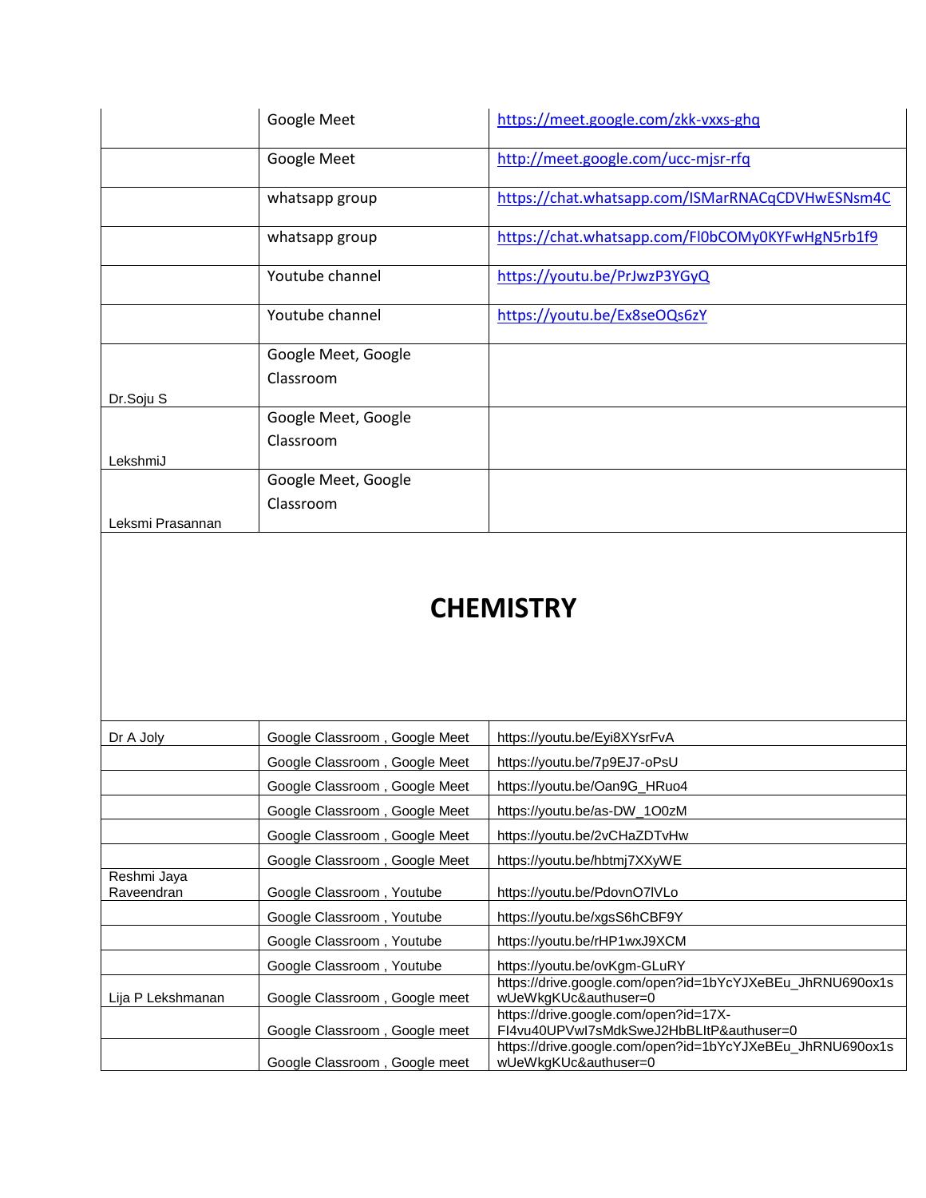| | | |
|---|---|---|
| | Google Meet | https://meet.google.com/zkk-vxxs-ghq |
| | Google Meet | http://meet.google.com/ucc-mjsr-rfq |
| | whatsapp group | https://chat.whatsapp.com/ISMarRNACqCDVHwESNsm4C |
| | whatsapp group | https://chat.whatsapp.com/Fl0bCOMy0KYFwHgN5rb1f9 |
| | Youtube channel | https://youtu.be/PrJwzP3YGyQ |
| | Youtube channel | https://youtu.be/Ex8seOQs6zY |
| Dr.Soju S | Google Meet, Google Classroom | |
| LekshmiJ | Google Meet, Google Classroom | |
| Leksmi Prasannan | Google Meet, Google Classroom | |

## CHEMISTRY

| | | |
|---|---|---|
| Dr A Joly | Google Classroom , Google Meet | https://youtu.be/Eyi8XYsrFvA |
| | Google Classroom , Google Meet | https://youtu.be/7p9EJ7-oPsU |
| | Google Classroom , Google Meet | https://youtu.be/Oan9G_HRuo4 |
| | Google Classroom , Google Meet | https://youtu.be/as-DW_1O0zM |
| | Google Classroom , Google Meet | https://youtu.be/2vCHaZDTvHw |
| | Google Classroom , Google Meet | https://youtu.be/hbtmj7XXyWE |
| Reshmi Jaya Raveendran | Google Classroom , Youtube | https://youtu.be/PdovnO7lVLo |
| | Google Classroom , Youtube | https://youtu.be/xgsS6hCBF9Y |
| | Google Classroom , Youtube | https://youtu.be/rHP1wxJ9XCM |
| | Google Classroom , Youtube | https://youtu.be/ovKgm-GLuRY |
| Lija P Lekshmanan | Google Classroom , Google meet | https://drive.google.com/open?id=1bYcYJXeBEu_JhRNU690ox1swUeWkgKUc&authuser=0 |
| | Google Classroom , Google meet | https://drive.google.com/open?id=17X-Fl4vu40UPVwl7sMdkSweJ2HbBLItP&authuser=0 |
| | Google Classroom , Google meet | https://drive.google.com/open?id=1bYcYJXeBEu_JhRNU690ox1swUeWkgKUc&authuser=0 |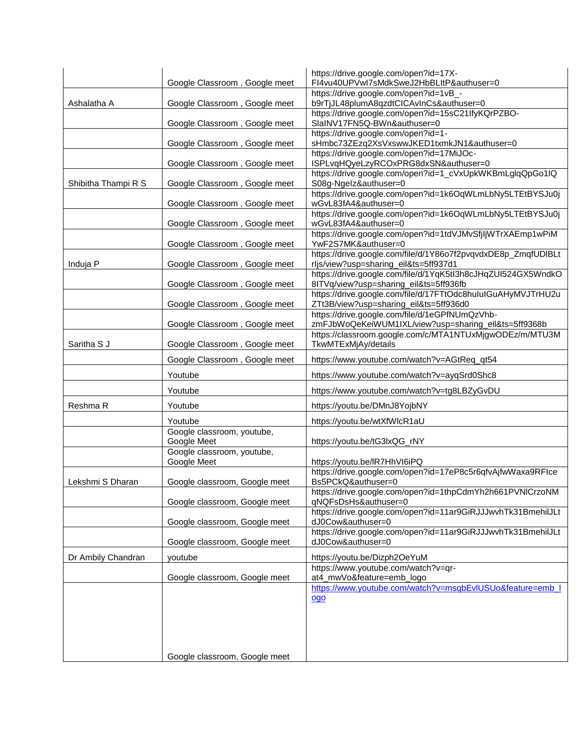| | | |
|---|---|---|
| | Google Classroom , Google meet | https://drive.google.com/open?id=17X-FI4vu40UPVwI7sMdkSweJ2HbBLItP&authuser=0 |
| Ashalatha A | Google Classroom , Google meet | https://drive.google.com/open?id=1vB_-b9rTjJL48plumA8qzdtCICAvInCs&authuser=0 |
| | Google Classroom , Google meet | https://drive.google.com/open?id=15sC21IfyKQrPZBO-SlaINV17FN5Q-BWn&authuser=0 |
| | Google Classroom , Google meet | https://drive.google.com/open?id=1-sHmbc73ZEzq2XsVxswwJKED1txmkJN1&authuser=0 |
| | Google Classroom , Google meet | https://drive.google.com/open?id=17MiJOc-ISPLvqHQyeLzyRCOxPRG8dxSN&authuser=0 |
| Shibitha Thampi R S | Google Classroom , Google meet | https://drive.google.com/open?id=1_cVxUpkWKBmLglqQpGo1lQS08g-NgeIz&authuser=0 |
| | Google Classroom , Google meet | https://drive.google.com/open?id=1k6OqWLmLbNy5LTEtBYSJu0jwGvL83fA4&authuser=0 |
| | Google Classroom , Google meet | https://drive.google.com/open?id=1k6OqWLmLbNy5LTEtBYSJu0jwGvL83fA4&authuser=0 |
| | Google Classroom , Google meet | https://drive.google.com/open?id=1tdVJMvSfjIjWTrXAEmp1wPiMYwF2S7MK&authuser=0 |
| Induja P | Google Classroom , Google meet | https://drive.google.com/file/d/1Y86o7f2pvqvdxDE8p_ZmqfUDlBLtrljs/view?usp=sharing_eil&ts=5ff937d1 |
| | Google Classroom , Google meet | https://drive.google.com/file/d/1YqK5tI3h8cJHqZUI524GX5WndkO8ITVq/view?usp=sharing_eil&ts=5ff936fb |
| | Google Classroom , Google meet | https://drive.google.com/file/d/17FTtOdc8huIuIGuAHyMVJTrHU2uZTt3B/view?usp=sharing_eil&ts=5ff936d0 |
| | Google Classroom , Google meet | https://drive.google.com/file/d/1eGPfNUmQzVhb-zmFJbWoQeKeiWUM1IXL/view?usp=sharing_eil&ts=5ff9368b |
| Saritha S J | Google Classroom , Google meet | https://classroom.google.com/c/MTA1NTUxMjgwODEz/m/MTU3MTkwMTExMjAy/details |
| | Google Classroom , Google meet | https://www.youtube.com/watch?v=AGtReq_qt54 |
| | Youtube | https://www.youtube.com/watch?v=ayqSrd0Shc8 |
| | Youtube | https://www.youtube.com/watch?v=tg8LBZyGvDU |
| Reshma R | Youtube | https://youtu.be/DMnJ8YojbNY |
| | Youtube | https://youtu.be/wtXfWlcR1aU |
| | Google classroom, youtube, Google Meet | https://youtu.be/tG3lxQG_rNY |
| | Google classroom, youtube, Google Meet | https://youtu.be/lR7HhVI6iPQ |
| Lekshmi S Dharan | Google classroom, Google meet | https://drive.google.com/open?id=17eP8c5r6qfvAjfwWaxa9RFIceBs5PCkQ&authuser=0 |
| | Google classroom, Google meet | https://drive.google.com/open?id=1thpCdmYh2h661PVNlCrzoNMqNQFsDsHs&authuser=0 |
| | Google classroom, Google meet | https://drive.google.com/open?id=11ar9GiRJJJwvhTk31BmehilJLtdJ0Cow&authuser=0 |
| | Google classroom, Google meet | https://drive.google.com/open?id=11ar9GiRJJJwvhTk31BmehilJLtdJ0Cow&authuser=0 |
| Dr Ambily Chandran | youtube | https://youtu.be/Dizph2OeYuM |
| | Google classroom, Google meet | https://www.youtube.com/watch?v=qr-at4_mwVo&feature=emb_logo |
| | Google classroom, Google meet | https://www.youtube.com/watch?v=msqbEvlUSUo&feature=emb_logo |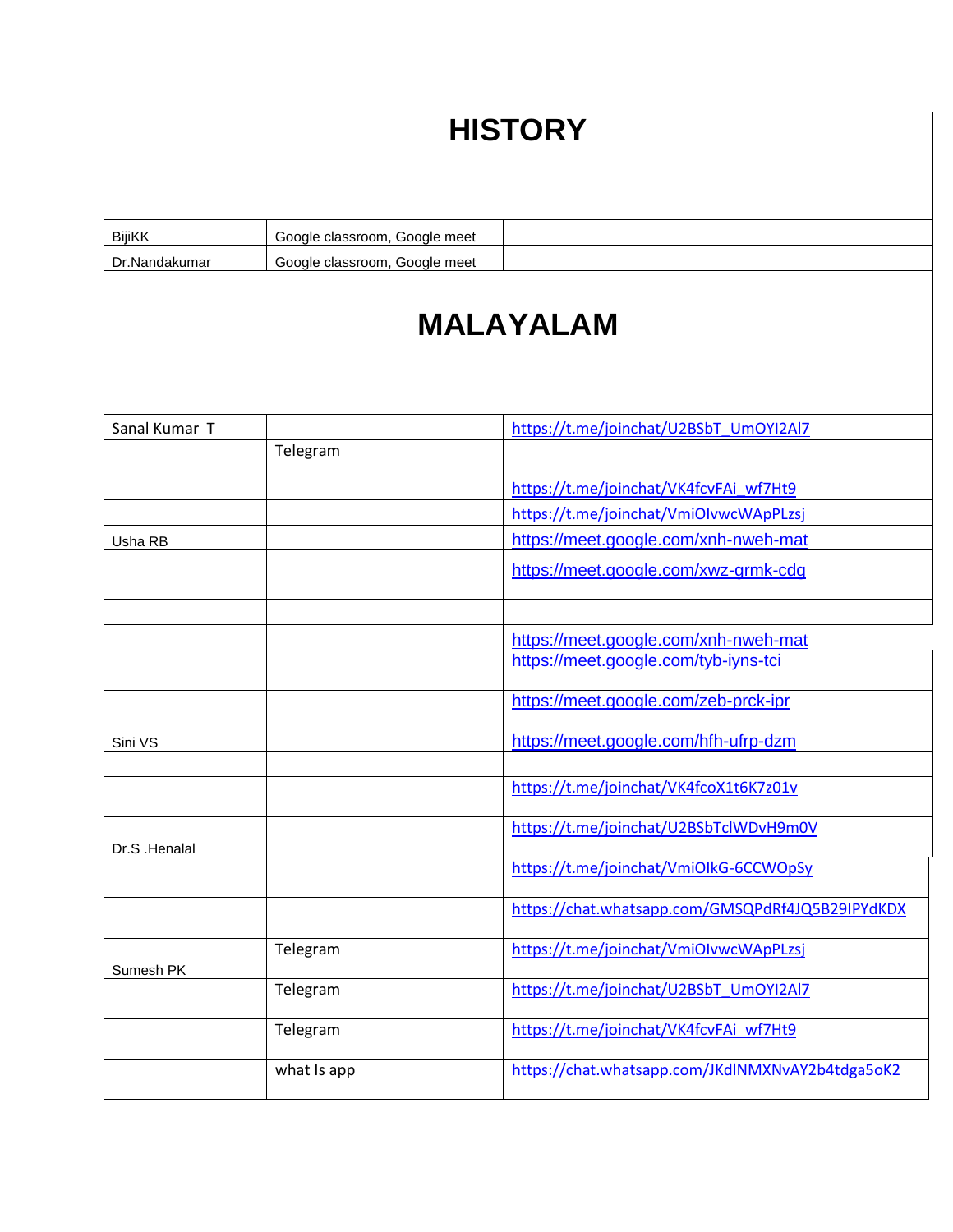# HISTORY

| | | |
|---|---|---|
| BijiKK | Google classroom, Google meet | |
| Dr.Nandakumar | Google classroom, Google meet | |

# MALAYALAM

| | | |
|---|---|---|
| Sanal Kumar T | | https://t.me/joinchat/U2BSbT_UmOYI2Al7 |
| | Telegram | https://t.me/joinchat/VK4fcvFAi_wf7Ht9 |
| | | https://t.me/joinchat/VmiOIvwcWApPLzsj |
| Usha RB | | https://meet.google.com/xnh-nweh-mat |
| | | https://meet.google.com/xwz-grmk-cdg |
| | | |
| | | https://meet.google.com/xnh-nweh-mat |
| | | https://meet.google.com/tyb-iyns-tci |
| Sini VS | | https://meet.google.com/zeb-prck-ipr<br>https://meet.google.com/hfh-ufrp-dzm |
| | | |
| | | https://t.me/joinchat/VK4fcoX1t6K7z01v |
| Dr.S .Henalal | | https://t.me/joinchat/U2BSbTclWDvH9m0V |
| | | https://t.me/joinchat/VmiOIkG-6CCWOpSy |
| | | https://chat.whatsapp.com/GMSQPdRf4JQ5B29IPYdKDX |
| Sumesh PK | Telegram | https://t.me/joinchat/VmiOIvwcWApPLzsj |
| | Telegram | https://t.me/joinchat/U2BSbT_UmOYI2Al7 |
| | Telegram | https://t.me/joinchat/VK4fcvFAi_wf7Ht9 |
| | what Is app | https://chat.whatsapp.com/JKdlNMXNvAY2b4tdga5oK2 |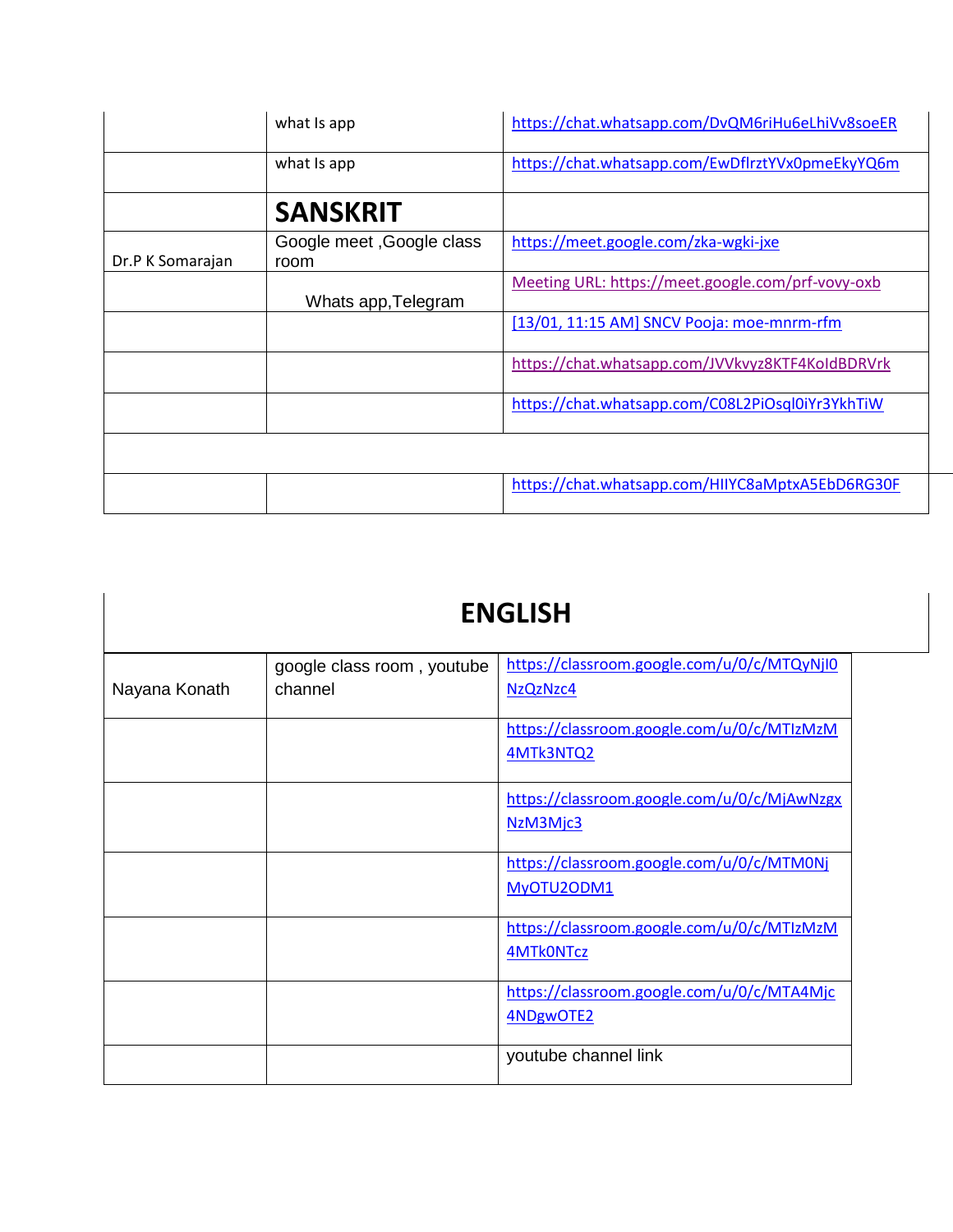| | | |
|---|---|---|
| | what Is app | https://chat.whatsapp.com/DvQM6riHu6eLhiVv8soeER |
| | what Is app | https://chat.whatsapp.com/EwDflrztYVx0pmeEkyYQ6m |
| | **SANSKRIT** | |
| Dr.P K Somarajan | Google meet ,Google class room | https://meet.google.com/zka-wgki-jxe |
| | Whats app,Telegram | Meeting URL: https://meet.google.com/prf-vovy-oxb |
| | | [13/01, 11:15 AM] SNCV Pooja: moe-mnrm-rfm |
| | | https://chat.whatsapp.com/JVVkvyz8KTF4KoIdBDRVrk |
| | | https://chat.whatsapp.com/C08L2PiOsql0iYr3YkhTiW |
| | | |
| | | https://chat.whatsapp.com/HIIYC8aMptxA5EbD6RG30F |

| | | |
|---|---|---|
| **ENGLISH** | | |
| Nayana Konath | google class room , youtube channel | https://classroom.google.com/u/0/c/MTQyNjI0NzQzNzc4 |
| | | https://classroom.google.com/u/0/c/MTIzMzM4MTk3NTQ2 |
| | | https://classroom.google.com/u/0/c/MjAwNzgxNzM3Mjc3 |
| | | https://classroom.google.com/u/0/c/MTM0NjMyOTU2ODM1 |
| | | https://classroom.google.com/u/0/c/MTIzMzM4MTk0NTcz |
| | | https://classroom.google.com/u/0/c/MTA4Mjc4NDgwOTE2 |
| | | youtube channel link |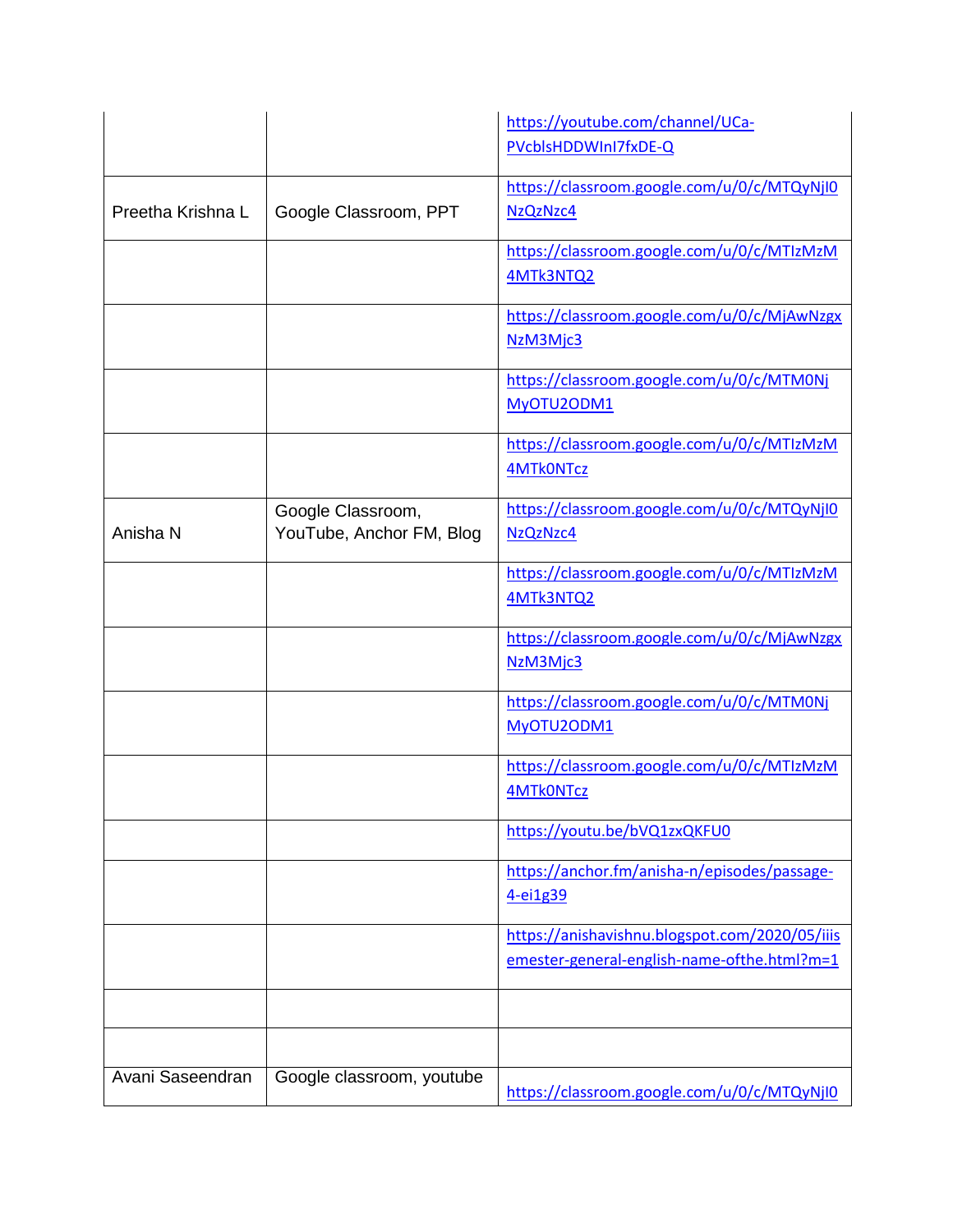| | | |
|---|---|---|
| | | https://youtube.com/channel/UCa-PVcblsHDDWInI7fxDE-Q |
| Preetha Krishna L | Google Classroom, PPT | https://classroom.google.com/u/0/c/MTQyNjI0NzQzNzc4 |
| | | https://classroom.google.com/u/0/c/MTIzMzM4MTk3NTQ2 |
| | | https://classroom.google.com/u/0/c/MjAwNzgxNzM3Mjc3 |
| | | https://classroom.google.com/u/0/c/MTM0NjMyOTU2ODM1 |
| | | https://classroom.google.com/u/0/c/MTIzMzM4MTk0NTcz |
| Anisha N | Google Classroom, YouTube, Anchor FM, Blog | https://classroom.google.com/u/0/c/MTQyNjI0NzQzNzc4 |
| | | https://classroom.google.com/u/0/c/MTIzMzM4MTk3NTQ2 |
| | | https://classroom.google.com/u/0/c/MjAwNzgxNzM3Mjc3 |
| | | https://classroom.google.com/u/0/c/MTM0NjMyOTU2ODM1 |
| | | https://classroom.google.com/u/0/c/MTIzMzM4MTk0NTcz |
| | | https://youtu.be/bVQ1zxQKFU0 |
| | | https://anchor.fm/anisha-n/episodes/passage-4-ei1g39 |
| | | https://anishavishnu.blogspot.com/2020/05/iiisemester-general-english-name-ofthe.html?m=1 |
| | | |
| | | |
| Avani Saseendran | Google classroom, youtube | https://classroom.google.com/u/0/c/MTQyNjI0 |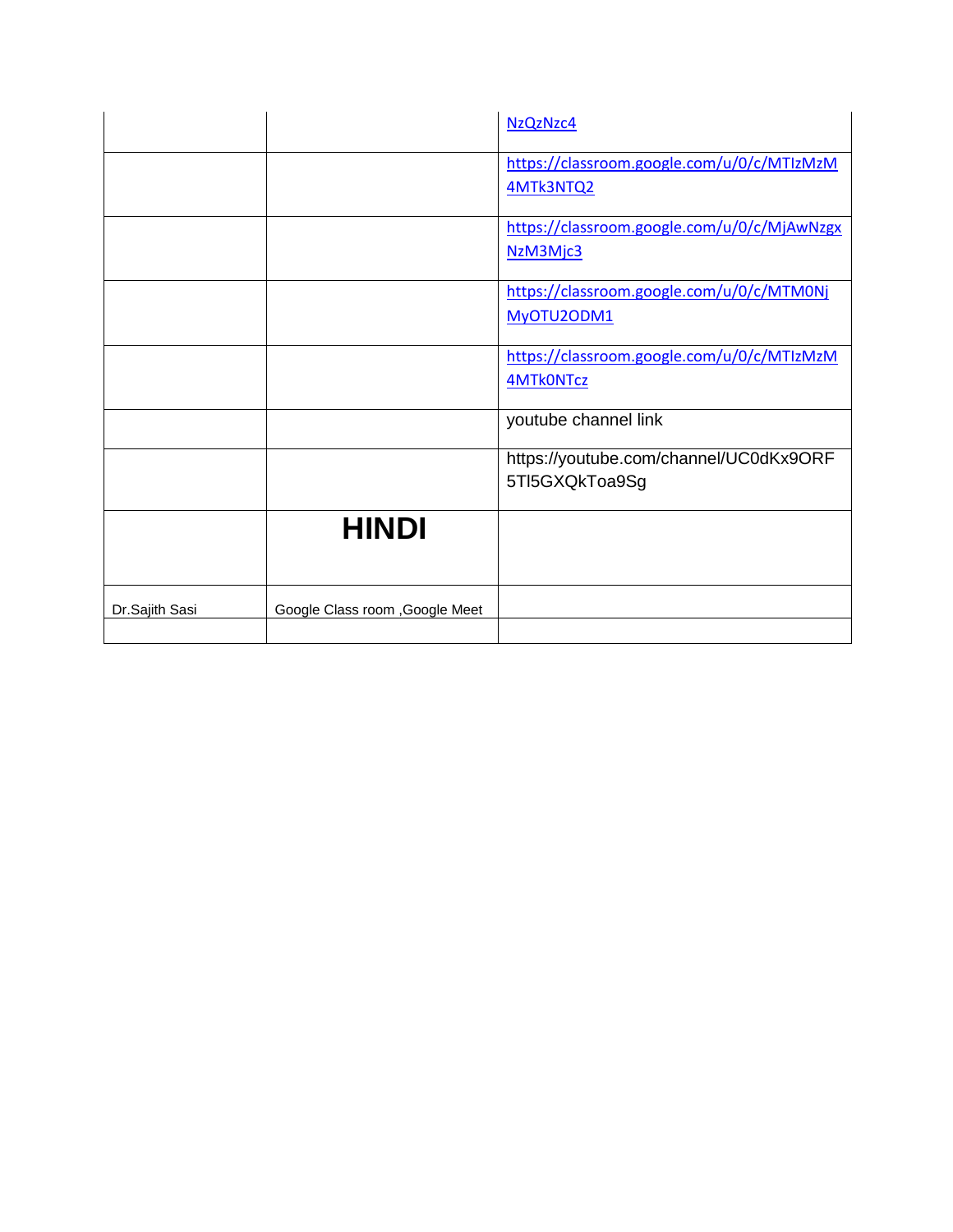| | | |
|---|---|---|
| | | NzQzNzc4 |
| | | https://classroom.google.com/u/0/c/MTIzMzM4MTk3NTQ2 |
| | | https://classroom.google.com/u/0/c/MjAwNzgxNzM3Mjc3 |
| | | https://classroom.google.com/u/0/c/MTM0NjMyOTU2ODM1 |
| | | https://classroom.google.com/u/0/c/MTIzMzM4MTk0NTcz |
| | | youtube channel link |
| | | https://youtube.com/channel/UC0dKx9ORF5Tl5GXQkToa9Sg |
| | **HINDI** | |
| Dr.Sajith Sasi | Google Class room ,Google Meet | |
| | | |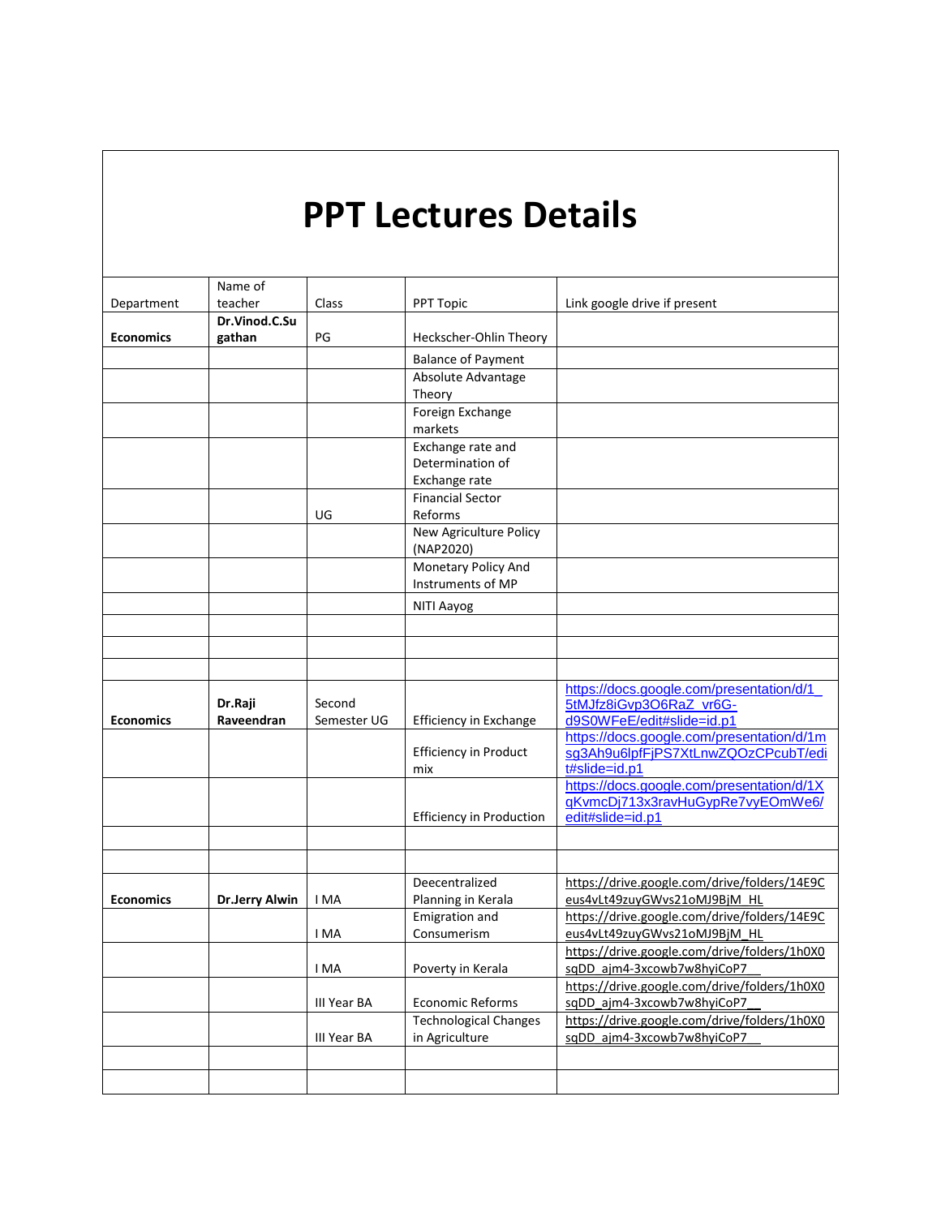# PPT Lectures Details

| Department | Name of teacher | Class | PPT Topic | Link google drive if present |
|---|---|---|---|---|
| **Economics** | **Dr.Vinod.C.Sugathan** | PG | Heckscher-Ohlin Theory | |
| | | | Balance of Payment | |
| | | | Absolute Advantage Theory | |
| | | | Foreign Exchange markets | |
| | | | Exchange rate and Determination of Exchange rate | |
| | | UG | Financial Sector Reforms | |
| | | | New Agriculture Policy (NAP2020) | |
| | | | Monetary Policy And Instruments of MP | |
| | | | NITI Aayog | |
| | | | | |
| | | | | |
| | | | | |
| **Economics** | **Dr.Raji Raveendran** | Second Semester UG | Efficiency in Exchange | https://docs.google.com/presentation/d/1_5tMJfz8iGvp3O6RaZ_vr6G-d9S0WFeE/edit#slide=id.p1 |
| | | | Efficiency in Product mix | https://docs.google.com/presentation/d/1msg3Ah9u6lpfFjPS7XtLnwZQOzCPcubT/edit#slide=id.p1 |
| | | | Efficiency in Production | https://docs.google.com/presentation/d/1XgKvmcDj713x3ravHuGypRe7vyEOmWe6/edit#slide=id.p1 |
| | | | | |
| | | | | |
| **Economics** | **Dr.Jerry Alwin** | I MA | Deecentralized Planning in Kerala | https://drive.google.com/drive/folders/14E9Ceus4vLt49zuyGWvs21oMJ9BjM_HL |
| | | I MA | Emigration and Consumerism | https://drive.google.com/drive/folders/14E9Ceus4vLt49zuyGWvs21oMJ9BjM_HL |
| | | I MA | Poverty in Kerala | https://drive.google.com/drive/folders/1h0X0sqDD_ajm4-3xcowb7w8hyiCoP7 |
| | | III Year BA | Economic Reforms | https://drive.google.com/drive/folders/1h0X0sqDD_ajm4-3xcowb7w8hyiCoP7 |
| | | III Year BA | Technological Changes in Agriculture | https://drive.google.com/drive/folders/1h0X0sqDD_ajm4-3xcowb7w8hyiCoP7 |
| | | | | |
| | | | | |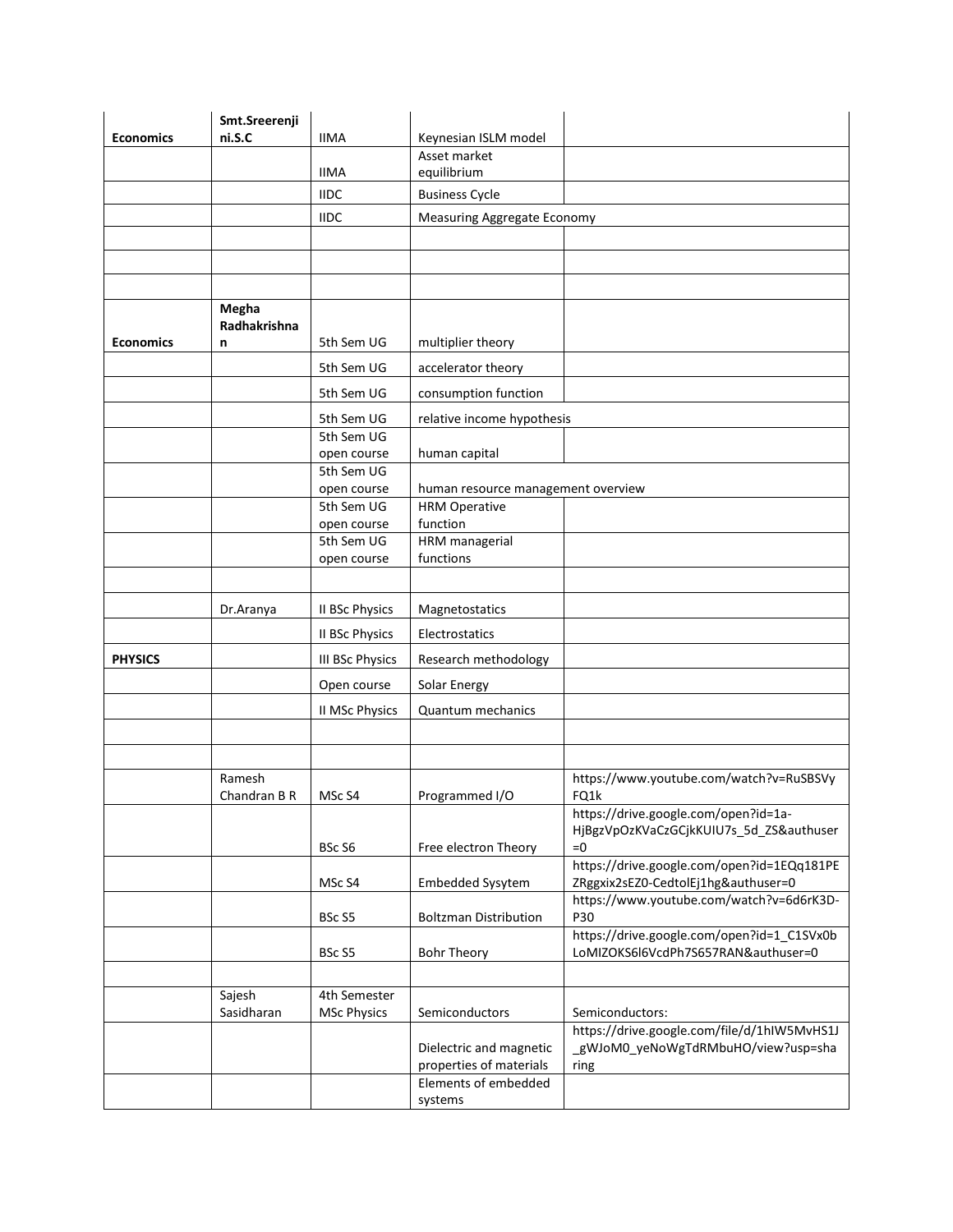| | | | | |
|---|---|---|---|---|
| **Economics** | **Smt.Sreerenjini.S.C** | IIMA | Keynesian ISLM model | |
| | | IIMA | Asset market equilibrium | |
| | | IIDC | Business Cycle | |
| | | IIDC | Measuring Aggregate Economy | |
| | | | | |
| | | | | |
| | | | | |
| **Economics** | **Megha Radhakrishnan** | 5th Sem UG | multiplier theory | |
| | | 5th Sem UG | accelerator theory | |
| | | 5th Sem UG | consumption function | |
| | | 5th Sem UG | relative income hypothesis | |
| | | 5th Sem UG open course | human capital | |
| | | 5th Sem UG open course | human resource management overview | |
| | | 5th Sem UG open course | HRM Operative function | |
| | | 5th Sem UG open course | HRM managerial functions | |
| | | | | |
| | Dr.Aranya | II BSc Physics | Magnetostatics | |
| | | II BSc Physics | Electrostatics | |
| **PHYSICS** | | III BSc Physics | Research methodology | |
| | | Open course | Solar Energy | |
| | | II MSc Physics | Quantum mechanics | |
| | | | | |
| | | | | |
| | Ramesh Chandran B R | MSc S4 | Programmed I/O | https://www.youtube.com/watch?v=RuSBSVyFQ1k |
| | | BSc S6 | Free electron Theory | https://drive.google.com/open?id=1a-HjBgzVpOzKVaCzGCjkKUIU7s_5d_ZS&authuser=0 |
| | | MSc S4 | Embedded Sysytem | https://drive.google.com/open?id=1EQq181PEZRggxix2sEZ0-CedtolEj1hg&authuser=0 |
| | | BSc S5 | Boltzman Distribution | https://www.youtube.com/watch?v=6d6rK3D-P30 |
| | | BSc S5 | Bohr Theory | https://drive.google.com/open?id=1_C1SVx0bLoMIZOKS6l6VcdPh7S657RAN&authuser=0 |
| | | | | |
| | Sajesh Sasidharan | 4th Semester MSc Physics | Semiconductors | Semiconductors: |
| | | | Dielectric and magnetic properties of materials | https://drive.google.com/file/d/1hIW5MvHS1J_gWJoM0_yeNoWgTdRMbuHO/view?usp=sharing |
| | | | Elements of embedded systems | |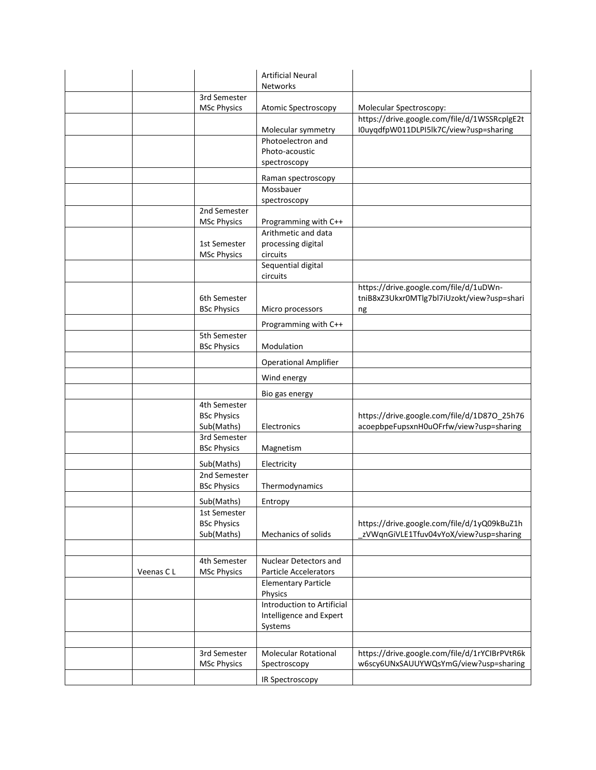| | | | | |
|---|---|---|---|---|
| | | | Artificial Neural Networks | |
| | | 3rd Semester MSc Physics | Atomic Spectroscopy | Molecular Spectroscopy: |
| | | | Molecular symmetry | https://drive.google.com/file/d/1WSSRcplgE2tI0uyqdfpW011DLPI5lk7C/view?usp=sharing |
| | | | Photoelectron and Photo-acoustic spectroscopy | |
| | | | Raman spectroscopy | |
| | | | Mossbauer spectroscopy | |
| | | 2nd Semester MSc Physics | Programming with C++ | |
| | | 1st Semester MSc Physics | Arithmetic and data processing digital circuits | |
| | | | Sequential digital circuits | |
| | | 6th Semester BSc Physics | Micro processors | https://drive.google.com/file/d/1uDWn-tniB8xZ3Ukxr0MTlg7bl7iUzokt/view?usp=sharing |
| | | | Programming with C++ | |
| | | 5th Semester BSc Physics | Modulation | |
| | | | Operational Amplifier | |
| | | | Wind energy | |
| | | | Bio gas energy | |
| | | 4th Semester BSc Physics Sub(Maths) | Electronics | https://drive.google.com/file/d/1D87O_25h76acoepbpeFupsxnH0uOFrfw/view?usp=sharing |
| | | 3rd Semester BSc Physics | Magnetism | |
| | | Sub(Maths) | Electricity | |
| | | 2nd Semester BSc Physics | Thermodynamics | |
| | | Sub(Maths) | Entropy | |
| | | 1st Semester BSc Physics Sub(Maths) | Mechanics of solids | https://drive.google.com/file/d/1yQ09kBuZ1h_zVWqnGiVLE1Tfuv04vYoX/view?usp=sharing |
| | | | | |
| | Veenas C L | 4th Semester MSc Physics | Nuclear Detectors and Particle Accelerators | |
| | | | Elementary Particle Physics | |
| | | | Introduction to Artificial Intelligence and Expert Systems | |
| | | | | |
| | | 3rd Semester MSc Physics | Molecular Rotational Spectroscopy | https://drive.google.com/file/d/1rYCIBrPVtR6kw6scy6UNxSAUUYWQsYmG/view?usp=sharing |
| | | | IR Spectroscopy | |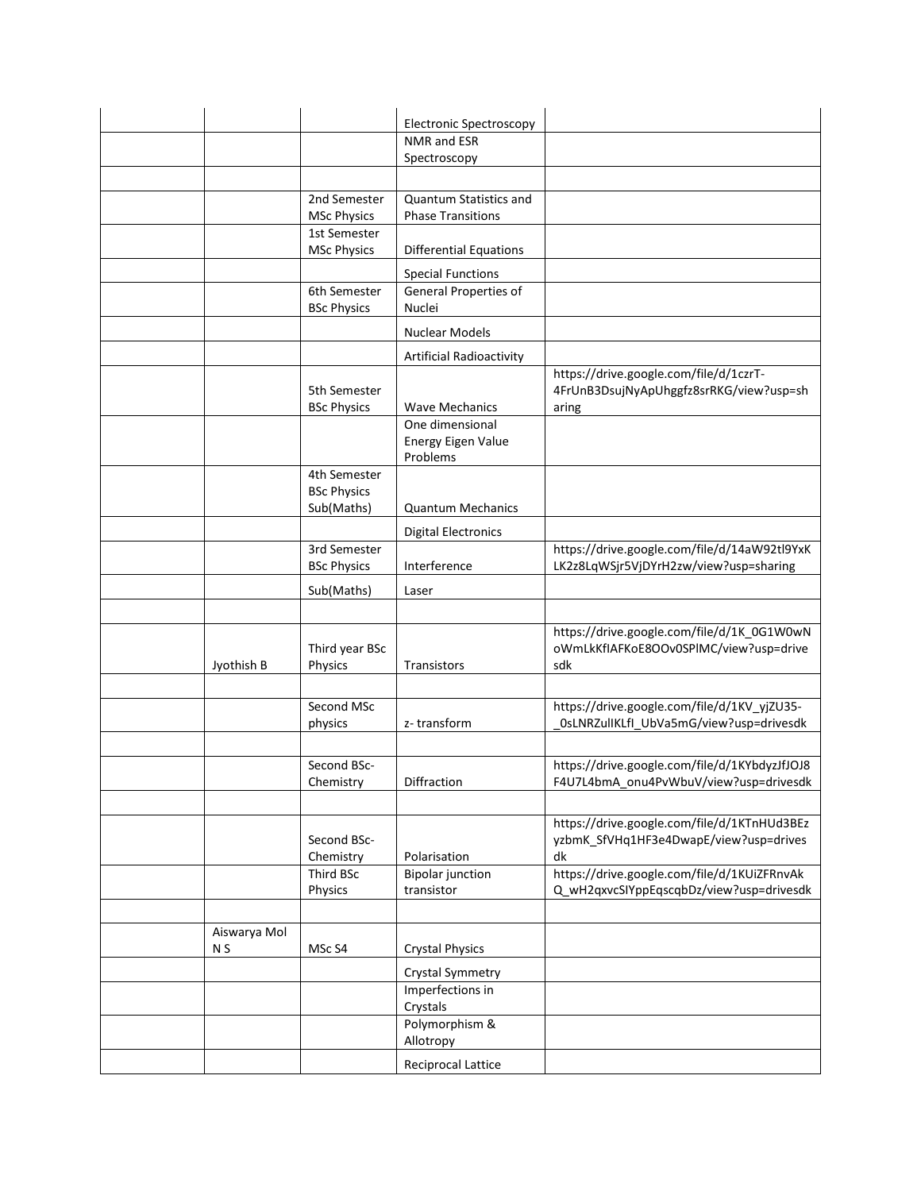| | | | | |
|---|---|---|---|---|
| | | | Electronic Spectroscopy | |
| | | | NMR and ESR Spectroscopy | |
| | | | | |
| | | 2nd Semester MSc Physics | Quantum Statistics and Phase Transitions | |
| | | 1st Semester MSc Physics | Differential Equations | |
| | | | Special Functions | |
| | | 6th Semester BSc Physics | General Properties of Nuclei | |
| | | | Nuclear Models | |
| | | | Artificial Radioactivity | |
| | | 5th Semester BSc Physics | Wave Mechanics | https://drive.google.com/file/d/1czrT-4FrUnB3DsujNyApUhggfz8srRKG/view?usp=sharing |
| | | | One dimensional Energy Eigen Value Problems | |
| | | 4th Semester BSc Physics Sub(Maths) | Quantum Mechanics | |
| | | | Digital Electronics | |
| | | 3rd Semester BSc Physics | Interference | https://drive.google.com/file/d/14aW92tl9YxKLK2z8LqWSjr5VjDYrH2zw/view?usp=sharing |
| | | Sub(Maths) | Laser | |
| | | | | |
| | Jyothish B | Third year BSc Physics | Transistors | https://drive.google.com/file/d/1K_0G1W0wNoWmLkKfIAFKoE8OOv0SPlMC/view?usp=drivesdk |
| | | | | |
| | | Second MSc physics | z- transform | https://drive.google.com/file/d/1KV_yjZU35-_0sLNRZulIKLfI_UbVa5mG/view?usp=drivesdk |
| | | | | |
| | | Second BSc-Chemistry | Diffraction | https://drive.google.com/file/d/1KYbdyzJfJOJ8F4U7L4bmA_onu4PvWbuV/view?usp=drivesdk |
| | | | | |
| | | Second BSc-Chemistry | Polarisation | https://drive.google.com/file/d/1KTnHUd3BEzyzbmK_SfVHq1HF3e4DwapE/view?usp=drivesdk |
| | | Third BSc Physics | Bipolar junction transistor | https://drive.google.com/file/d/1KUiZFRnvAkQ_wH2qxvcSlYppEqscqbDz/view?usp=drivesdk |
| | | | | |
| | Aiswarya Mol N S | MSc S4 | Crystal Physics | |
| | | | Crystal Symmetry | |
| | | | Imperfections in Crystals | |
| | | | Polymorphism & Allotropy | |
| | | | Reciprocal Lattice | |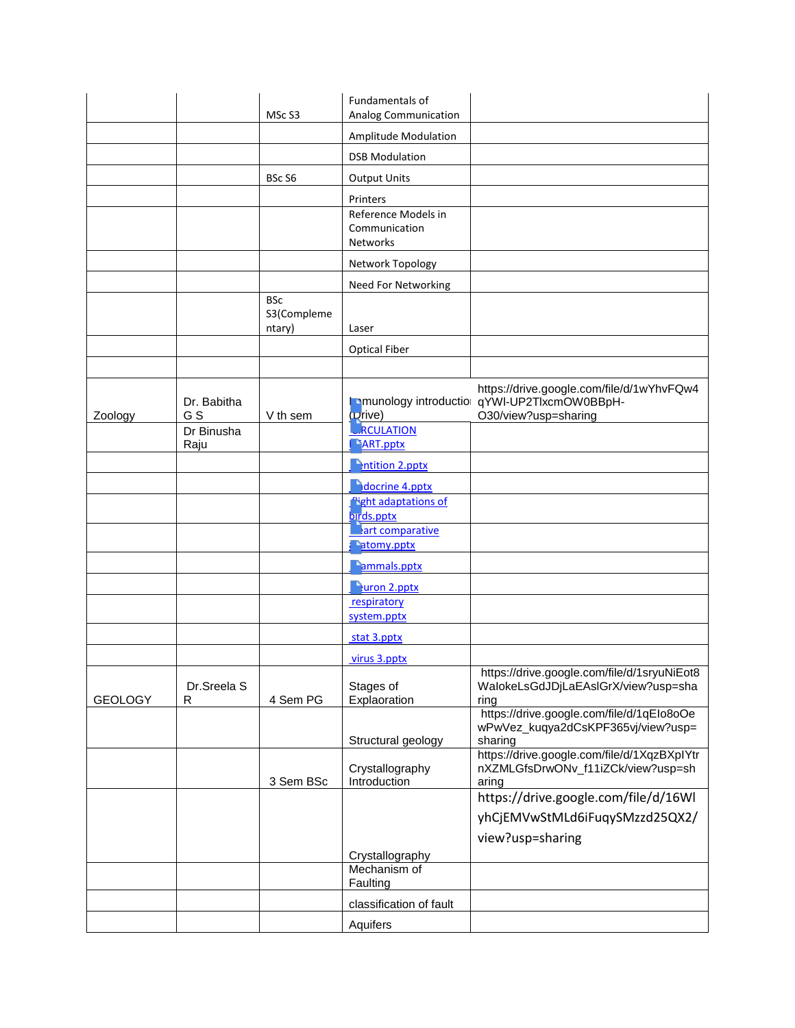| | | | | |
|---|---|---|---|---|
| | | MSc S3 | Fundamentals of Analog Communication | |
| | | | Amplitude Modulation | |
| | | | DSB Modulation | |
| | | BSc S6 | Output Units | |
| | | | Printers | |
| | | | Reference Models in Communication Networks | |
| | | | Network Topology | |
| | | | Need For Networking | |
| | | BSc S3(Complementary) | Laser | |
| | | | Optical Fiber | |
| | | | | |
| Zoology | Dr. Babitha G S | V th sem | Immunology introduction (Drive) | https://drive.google.com/file/d/1wYhvFQw4qYWl-UP2TlxcmOW0BBpH-O30/view?usp=sharing |
| | Dr Binusha Raju | | CIRCULATION HEART.pptx | |
| | | | Dentition 2.pptx | |
| | | | Endocrine 4.pptx | |
| | | | flight adaptations of birds.pptx | |
| | | | heart comparative anatomy.pptx | |
| | | | mammals.pptx | |
| | | | neuron 2.pptx | |
| | | | respiratory system.pptx | |
| | | | stat 3.pptx | |
| | | | virus 3.pptx | |
| GEOLOGY | Dr.Sreela S R | 4 Sem PG | Stages of Explaoration | https://drive.google.com/file/d/1sryuNiEot8WaIokeLsGdJDjLaEAslGrX/view?usp=sharing |
| | | | Structural geology | https://drive.google.com/file/d/1qEIo8oOewPwVez_kuqya2dCsKPF365vj/view?usp=sharing |
| | | 3 Sem BSc | Crystallography Introduction | https://drive.google.com/file/d/1XqzBXpIYtrnXZMLGfsDrwONv_f11iZCk/view?usp=sharing |
| | | | Crystallography | https://drive.google.com/file/d/16WlyhCjEMVwStMLd6iFuqySMzzd25QX2/view?usp=sharing |
| | | | Mechanism of Faulting | |
| | | | classification of fault | |
| | | | Aquifers | |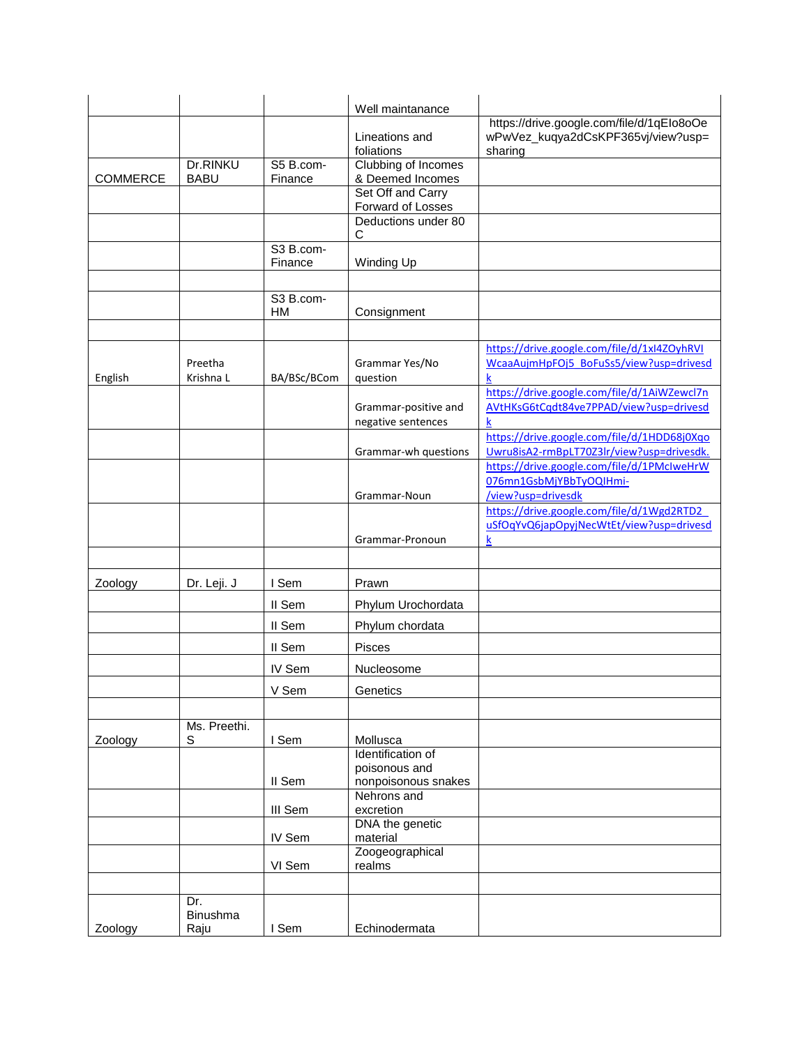| | | | | |
|---|---|---|---|---|
| | | | Well maintanance | |
| | | | Lineations and foliations | https://drive.google.com/file/d/1qEIo8oOewPwVez_kuqya2dCsKPF365vj/view?usp=sharing |
| COMMERCE | Dr.RINKU BABU | S5 B.com-Finance | Clubbing of Incomes & Deemed Incomes | |
| | | | Set Off and Carry Forward of Losses | |
| | | | Deductions under 80 C | |
| | | S3 B.com-Finance | Winding Up | |
| | | | | |
| | | S3 B.com-HM | Consignment | |
| | | | | |
| English | Preetha Krishna L | BA/BSc/BCom | Grammar Yes/No question | https://drive.google.com/file/d/1xI4ZOyhRVIWcaaAujmHpFOj5_BoFuSs5/view?usp=drivesdk |
| | | | Grammar-positive and negative sentences | https://drive.google.com/file/d/1AiWZewcl7nAVtHKsG6tCqdt84ve7PPAD/view?usp=drivesdk |
| | | | Grammar-wh questions | https://drive.google.com/file/d/1HDD68j0XqoUwru8isA2-rmBpLT70Z3lr/view?usp=drivesdk. |
| | | | Grammar-Noun | https://drive.google.com/file/d/1PMcIweHrW076mn1GsbMjYBbTyOQIHmi-/view?usp=drivesdk |
| | | | Grammar-Pronoun | https://drive.google.com/file/d/1Wgd2RTD2_uSfOqYvQ6japOpyjNecWtEt/view?usp=drivesdk |
| | | | | |
| Zoology | Dr. Leji. J | I Sem | Prawn | |
| | | II Sem | Phylum Urochordata | |
| | | II Sem | Phylum chordata | |
| | | II Sem | Pisces | |
| | | IV Sem | Nucleosome | |
| | | V Sem | Genetics | |
| | | | | |
| Zoology | Ms. Preethi. S | I Sem | Mollusca | |
| | | II Sem | Identification of poisonous and nonpoisonous snakes | |
| | | III Sem | Nehrons and excretion | |
| | | IV Sem | DNA the genetic material | |
| | | VI Sem | Zoogeographical realms | |
| | | | | |
| Zoology | Dr. Binushma Raju | I Sem | Echinodermata | |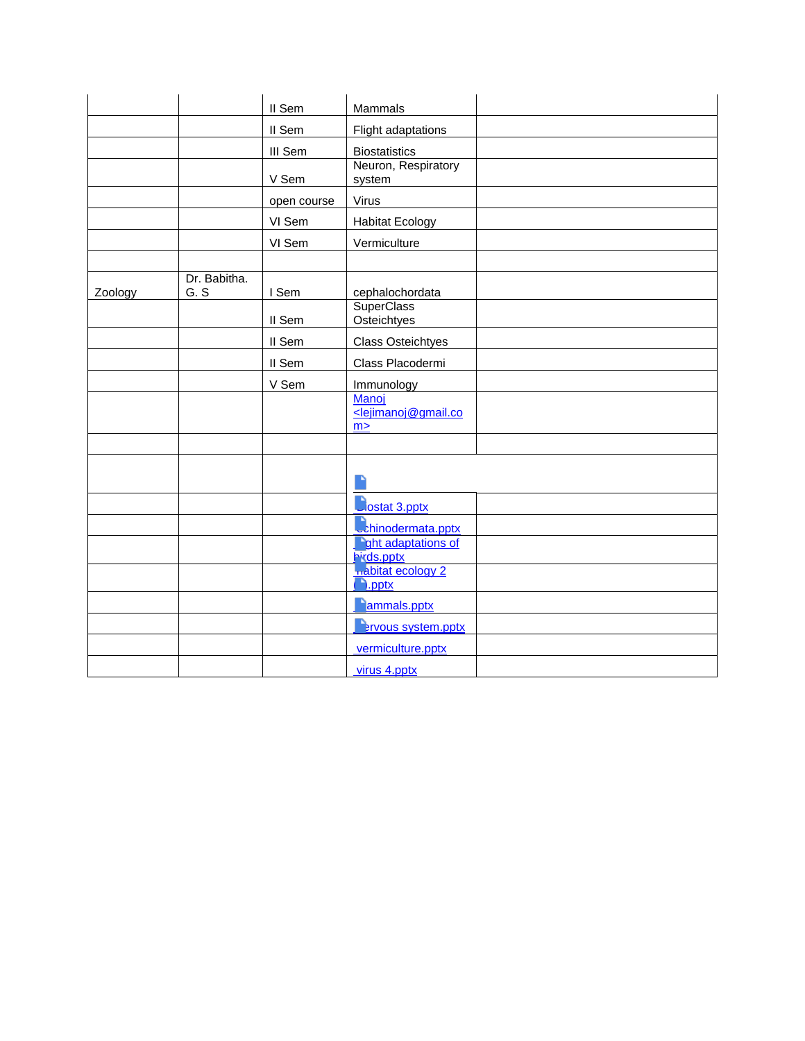| | | | | |
|---|---|---|---|---|
| | | II Sem | Mammals | |
| | | II Sem | Flight adaptations | |
| | | III Sem | Biostatistics | |
| | | V Sem | Neuron, Respiratory system | |
| | | open course | Virus | |
| | | VI Sem | Habitat Ecology | |
| | | VI Sem | Vermiculture | |
| | | | | |
| Zoology | Dr. Babitha. G. S | I Sem | cephalochordata | |
| | | II Sem | SuperClass Osteichtyes | |
| | | II Sem | Class Osteichtyes | |
| | | II Sem | Class Placodermi | |
| | | V Sem | Immunology | |
| | | | Manoj <lejimanoj@gmail.com> | |
| | | | | |
| | | | | |
| | | | biostat 3.pptx | |
| | | | echinodermata.pptx | |
| | | | flight adaptations of birds.pptx | |
| | | | habitat ecology 2 (1).pptx | |
| | | | mammals.pptx | |
| | | | nervous system.pptx | |
| | | | vermiculture.pptx | |
| | | | virus 4.pptx | |